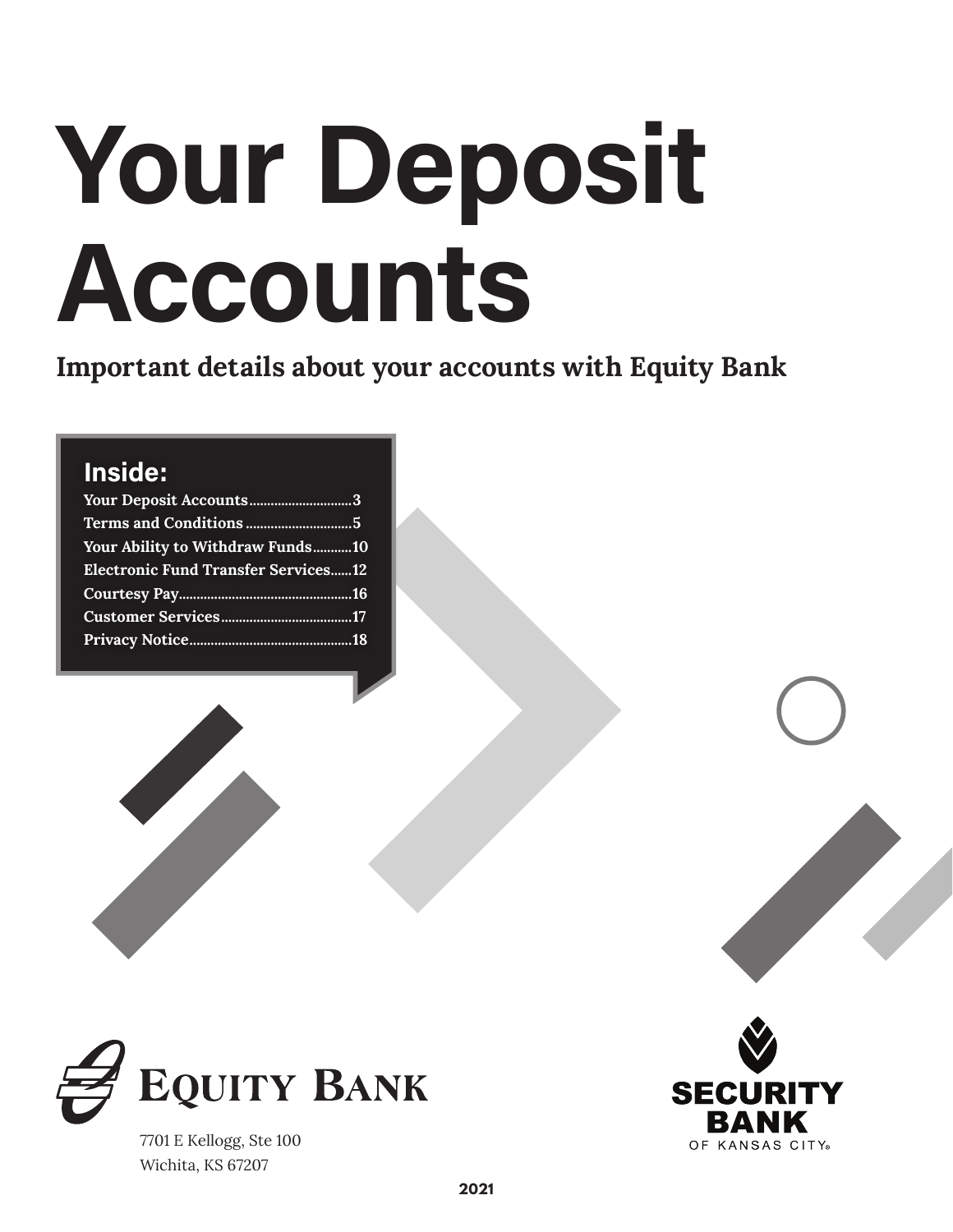# Your Deposit Accounts

**Important details about your accounts with Equity Bank**

## Inside:

- **Your Deposit Accounts** ............................ 3
- **Terms and Conditions** ............................ 5
- **Your Ability to Withdraw Funds** ........... 10
- **Electronic Fund Transfer Services** ...... 12
- **Courtesy Pay** ............................................ 16
- **Customer Services** ................................... 17
- **Privacy Notice** .......................................... 18

EQUITY BANK

7701 E Kellogg, Ste 100
Wichita, KS 67207

SECURITY BANK OF KANSAS CITY®

2021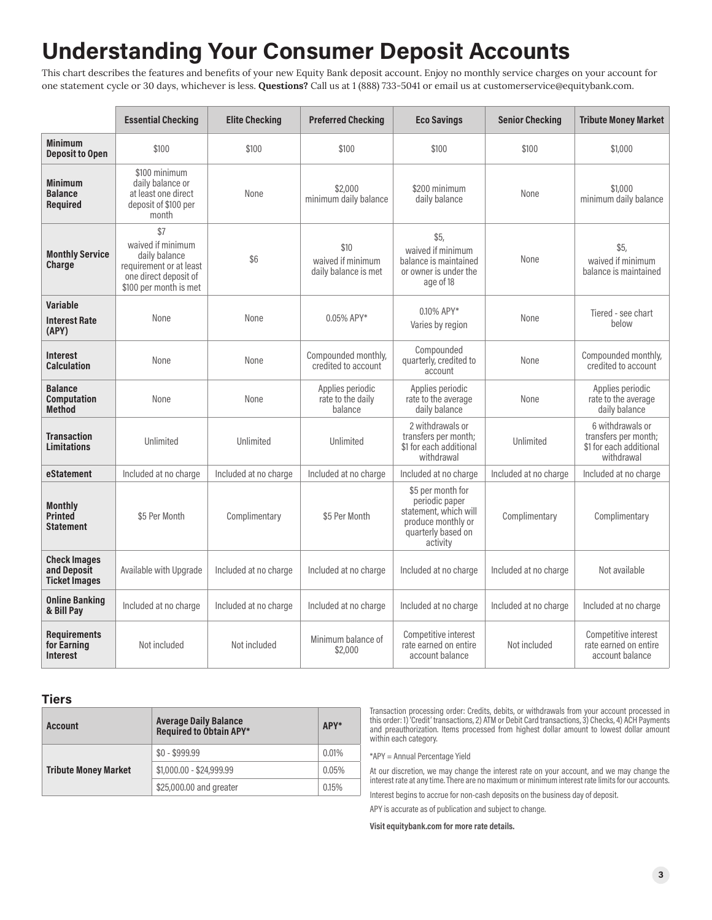# Understanding Your Consumer Deposit Accounts

This chart describes the features and benefits of your new Equity Bank deposit account. Enjoy no monthly service charges on your account for one statement cycle or 30 days, whichever is less. **Questions?** Call us at 1 (888) 733-5041 or email us at customerservice@equitybank.com.

| | Essential Checking | Elite Checking | Preferred Checking | Eco Savings | Senior Checking | Tribute Money Market |
|---|---|---|---|---|---|---|
| **Minimum Deposit to Open** | $100 | $100 | $100 | $100 | $100 | $1,000 |
| **Minimum Balance Required** | $100 minimum daily balance or at least one direct deposit of $100 per month | None | $2,000 minimum daily balance | $200 minimum daily balance | None | $1,000 minimum daily balance |
| **Monthly Service Charge** | $7 waived if minimum daily balance requirement or at least one direct deposit of $100 per month is met | $6 | $10 waived if minimum daily balance is met | $5, waived if minimum balance is maintained or owner is under the age of 18 | None | $5, waived if minimum balance is maintained |
| **Variable Interest Rate (APY)** | None | None | 0.05% APY* | 0.10% APY* Varies by region | None | Tiered - see chart below |
| **Interest Calculation** | None | None | Compounded monthly, credited to account | Compounded quarterly, credited to account | None | Compounded monthly, credited to account |
| **Balance Computation Method** | None | None | Applies periodic rate to the daily balance | Applies periodic rate to the average daily balance | None | Applies periodic rate to the average daily balance |
| **Transaction Limitations** | Unlimited | Unlimited | Unlimited | 2 withdrawals or transfers per month; $1 for each additional withdrawal | Unlimited | 6 withdrawals or transfers per month; $1 for each additional withdrawal |
| **eStatement** | Included at no charge | Included at no charge | Included at no charge | Included at no charge | Included at no charge | Included at no charge |
| **Monthly Printed Statement** | $5 Per Month | Complimentary | $5 Per Month | $5 per month for periodic paper statement, which will produce monthly or quarterly based on activity | Complimentary | Complimentary |
| **Check Images and Deposit Ticket Images** | Available with Upgrade | Included at no charge | Included at no charge | Included at no charge | Included at no charge | Not available |
| **Online Banking & Bill Pay** | Included at no charge | Included at no charge | Included at no charge | Included at no charge | Included at no charge | Included at no charge |
| **Requirements for Earning Interest** | Not included | Not included | Minimum balance of $2,000 | Competitive interest rate earned on entire account balance | Not included | Competitive interest rate earned on entire account balance |

## Tiers

| Account | Average Daily Balance Required to Obtain APY* | APY* |
|---|---|---|
| Tribute Money Market | $0 - $999.99 | 0.01% |
| | $1,000.00 - $24,999.99 | 0.05% |
| | $25,000.00 and greater | 0.15% |

Transaction processing order: Credits, debits, or withdrawals from your account processed in this order: 1) 'Credit' transactions, 2) ATM or Debit Card transactions, 3) Checks, 4) ACH Payments and preauthorization. Items processed from highest dollar amount to lowest dollar amount within each category.

*APY = Annual Percentage Yield

At our discretion, we may change the interest rate on your account, and we may change the interest rate at any time. There are no maximum or minimum interest rate limits for our accounts.

Interest begins to accrue for non-cash deposits on the business day of deposit.

APY is accurate as of publication and subject to change.

**Visit equitybank.com for more rate details.**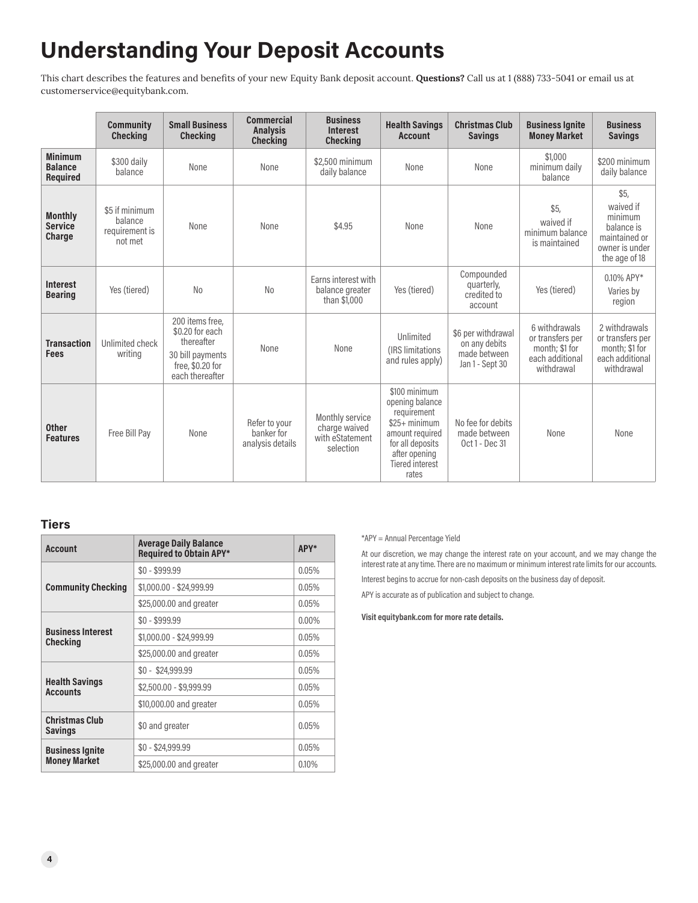# Understanding Your Deposit Accounts

This chart describes the features and benefits of your new Equity Bank deposit account. **Questions?** Call us at 1 (888) 733-5041 or email us at customerservice@equitybank.com.

| | Community Checking | Small Business Checking | Commercial Analysis Checking | Business Interest Checking | Health Savings Account | Christmas Club Savings | Business Ignite Money Market | Business Savings |
|---|---|---|---|---|---|---|---|---|
| **Minimum Balance Required** | $300 daily balance | None | None | $2,500 minimum daily balance | None | None | $1,000 minimum daily balance | $200 minimum daily balance |
| **Monthly Service Charge** | $5 if minimum balance requirement is not met | None | None | $4.95 | None | None | $5, waived if minimum balance is maintained | $5, waived if minimum balance is maintained or owner is under the age of 18 |
| **Interest Bearing** | Yes (tiered) | No | No | Earns interest with balance greater than $1,000 | Yes (tiered) | Compounded quarterly, credited to account | Yes (tiered) | 0.10% APY* Varies by region |
| **Transaction Fees** | Unlimited check writing | 200 items free, $0.20 for each thereafter 30 bill payments free, $0.20 for each thereafter | None | None | Unlimited (IRS limitations and rules apply) | $6 per withdrawal on any debits made between Jan 1 - Sept 30 | 6 withdrawals or transfers per month; $1 for each additional withdrawal | 2 withdrawals or transfers per month; $1 for each additional withdrawal |
| **Other Features** | Free Bill Pay | None | Refer to your banker for analysis details | Monthly service charge waived with eStatement selection | $100 minimum opening balance requirement $25+ minimum amount required for all deposits after opening Tiered interest rates | No fee for debits made between Oct 1 - Dec 31 | None | None |

## Tiers

| Account | Average Daily Balance Required to Obtain APY* | APY* |
|---|---|---|
| **Community Checking** | $0 - $999.99 | 0.05% |
| | $1,000.00 - $24,999.99 | 0.05% |
| | $25,000.00 and greater | 0.05% |
| **Business Interest Checking** | $0 - $999.99 | 0.00% |
| | $1,000.00 - $24,999.99 | 0.05% |
| | $25,000.00 and greater | 0.05% |
| **Health Savings Accounts** | $0 - $24,999.99 | 0.05% |
| | $2,500.00 - $9,999.99 | 0.05% |
| | $10,000.00 and greater | 0.05% |
| **Christmas Club Savings** | $0 and greater | 0.05% |
| **Business Ignite Money Market** | $0 - $24,999.99 | 0.05% |
| | $25,000.00 and greater | 0.10% |

*APY = Annual Percentage Yield

At our discretion, we may change the interest rate on your account, and we may change the interest rate at any time. There are no maximum or minimum interest rate limits for our accounts.

Interest begins to accrue for non-cash deposits on the business day of deposit.

APY is accurate as of publication and subject to change.

**Visit equitybank.com for more rate details.**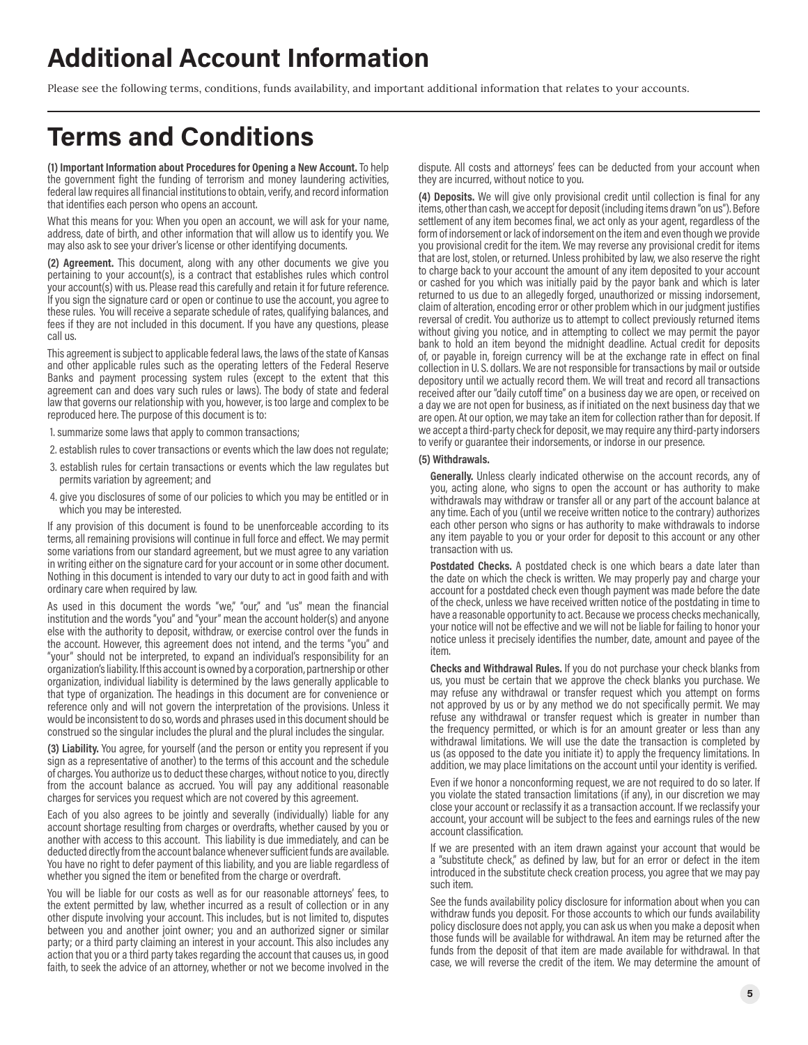# Additional Account Information

Please see the following terms, conditions, funds availability, and important additional information that relates to your accounts.

# Terms and Conditions

**(1) Important Information about Procedures for Opening a New Account.** To help the government fight the funding of terrorism and money laundering activities, federal law requires all financial institutions to obtain, verify, and record information that identifies each person who opens an account.

What this means for you: When you open an account, we will ask for your name, address, date of birth, and other information that will allow us to identify you. We may also ask to see your driver's license or other identifying documents.

**(2) Agreement.** This document, along with any other documents we give you pertaining to your account(s), is a contract that establishes rules which control your account(s) with us. Please read this carefully and retain it for future reference. If you sign the signature card or open or continue to use the account, you agree to these rules. You will receive a separate schedule of rates, qualifying balances, and fees if they are not included in this document. If you have any questions, please call us.

This agreement is subject to applicable federal laws, the laws of the state of Kansas and other applicable rules such as the operating letters of the Federal Reserve Banks and payment processing system rules (except to the extent that this agreement can and does vary such rules or laws). The body of state and federal law that governs our relationship with you, however, is too large and complex to be reproduced here. The purpose of this document is to:

1. summarize some laws that apply to common transactions;
2. establish rules to cover transactions or events which the law does not regulate;
3. establish rules for certain transactions or events which the law regulates but permits variation by agreement; and
4. give you disclosures of some of our policies to which you may be entitled or in which you may be interested.

If any provision of this document is found to be unenforceable according to its terms, all remaining provisions will continue in full force and effect. We may permit some variations from our standard agreement, but we must agree to any variation in writing either on the signature card for your account or in some other document. Nothing in this document is intended to vary our duty to act in good faith and with ordinary care when required by law.

As used in this document the words "we," "our," and "us" mean the financial institution and the words "you" and "your" mean the account holder(s) and anyone else with the authority to deposit, withdraw, or exercise control over the funds in the account. However, this agreement does not intend, and the terms "you" and "your" should not be interpreted, to expand an individual's responsibility for an organization's liability. If this account is owned by a corporation, partnership or other organization, individual liability is determined by the laws generally applicable to that type of organization. The headings in this document are for convenience or reference only and will not govern the interpretation of the provisions. Unless it would be inconsistent to do so, words and phrases used in this document should be construed so the singular includes the plural and the plural includes the singular.

**(3) Liability.** You agree, for yourself (and the person or entity you represent if you sign as a representative of another) to the terms of this account and the schedule of charges. You authorize us to deduct these charges, without notice to you, directly from the account balance as accrued. You will pay any additional reasonable charges for services you request which are not covered by this agreement.

Each of you also agrees to be jointly and severally (individually) liable for any account shortage resulting from charges or overdrafts, whether caused by you or another with access to this account. This liability is due immediately, and can be deducted directly from the account balance whenever sufficient funds are available. You have no right to defer payment of this liability, and you are liable regardless of whether you signed the item or benefited from the charge or overdraft.

You will be liable for our costs as well as for our reasonable attorneys' fees, to the extent permitted by law, whether incurred as a result of collection or in any other dispute involving your account. This includes, but is not limited to, disputes between you and another joint owner; you and an authorized signer or similar party; or a third party claiming an interest in your account. This also includes any action that you or a third party takes regarding the account that causes us, in good faith, to seek the advice of an attorney, whether or not we become involved in the dispute. All costs and attorneys' fees can be deducted from your account when they are incurred, without notice to you.

**(4) Deposits.** We will give only provisional credit until collection is final for any items, other than cash, we accept for deposit (including items drawn "on us"). Before settlement of any item becomes final, we act only as your agent, regardless of the form of indorsement or lack of indorsement on the item and even though we provide you provisional credit for the item. We may reverse any provisional credit for items that are lost, stolen, or returned. Unless prohibited by law, we also reserve the right to charge back to your account the amount of any item deposited to your account or cashed for you which was initially paid by the payor bank and which is later returned to us due to an allegedly forged, unauthorized or missing indorsement, claim of alteration, encoding error or other problem which in our judgment justifies reversal of credit. You authorize us to attempt to collect previously returned items without giving you notice, and in attempting to collect we may permit the payor bank to hold an item beyond the midnight deadline. Actual credit for deposits of, or payable in, foreign currency will be at the exchange rate in effect on final collection in U. S. dollars. We are not responsible for transactions by mail or outside depository until we actually record them. We will treat and record all transactions received after our "daily cutoff time" on a business day we are open, or received on a day we are not open for business, as if initiated on the next business day that we are open. At our option, we may take an item for collection rather than for deposit. If we accept a third-party check for deposit, we may require any third-party indorsers to verify or guarantee their indorsements, or indorse in our presence.

**(5) Withdrawals.**

**Generally.** Unless clearly indicated otherwise on the account records, any of you, acting alone, who signs to open the account or has authority to make withdrawals may withdraw or transfer all or any part of the account balance at any time. Each of you (until we receive written notice to the contrary) authorizes each other person who signs or has authority to make withdrawals to indorse any item payable to you or your order for deposit to this account or any other transaction with us.

**Postdated Checks.** A postdated check is one which bears a date later than the date on which the check is written. We may properly pay and charge your account for a postdated check even though payment was made before the date of the check, unless we have received written notice of the postdating in time to have a reasonable opportunity to act. Because we process checks mechanically, your notice will not be effective and we will not be liable for failing to honor your notice unless it precisely identifies the number, date, amount and payee of the item.

**Checks and Withdrawal Rules.** If you do not purchase your check blanks from us, you must be certain that we approve the check blanks you purchase. We may refuse any withdrawal or transfer request which you attempt on forms not approved by us or by any method we do not specifically permit. We may refuse any withdrawal or transfer request which is greater in number than the frequency permitted, or which is for an amount greater or less than any withdrawal limitations. We will use the date the transaction is completed by us (as opposed to the date you initiate it) to apply the frequency limitations. In addition, we may place limitations on the account until your identity is verified.

Even if we honor a nonconforming request, we are not required to do so later. If you violate the stated transaction limitations (if any), in our discretion we may close your account or reclassify it as a transaction account. If we reclassify your account, your account will be subject to the fees and earnings rules of the new account classification.

If we are presented with an item drawn against your account that would be a "substitute check," as defined by law, but for an error or defect in the item introduced in the substitute check creation process, you agree that we may pay such item.

See the funds availability policy disclosure for information about when you can withdraw funds you deposit. For those accounts to which our funds availability policy disclosure does not apply, you can ask us when you make a deposit when those funds will be available for withdrawal. An item may be returned after the funds from the deposit of that item are made available for withdrawal. In that case, we will reverse the credit of the item. We may determine the amount of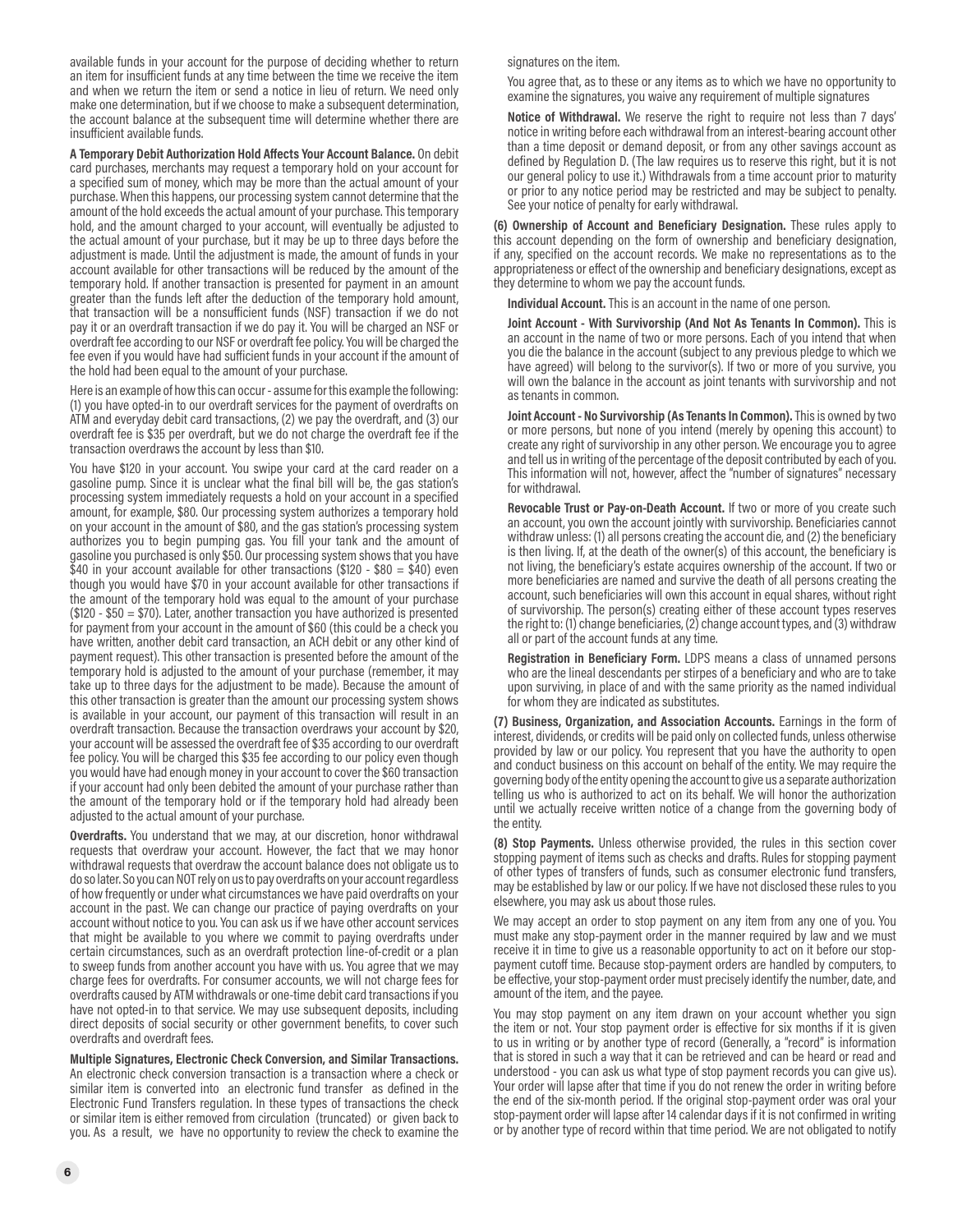available funds in your account for the purpose of deciding whether to return an item for insufficient funds at any time between the time we receive the item and when we return the item or send a notice in lieu of return. We need only make one determination, but if we choose to make a subsequent determination, the account balance at the subsequent time will determine whether there are insufficient available funds.

**A Temporary Debit Authorization Hold Affects Your Account Balance.** On debit card purchases, merchants may request a temporary hold on your account for a specified sum of money, which may be more than the actual amount of your purchase. When this happens, our processing system cannot determine that the amount of the hold exceeds the actual amount of your purchase. This temporary hold, and the amount charged to your account, will eventually be adjusted to the actual amount of your purchase, but it may be up to three days before the adjustment is made. Until the adjustment is made, the amount of funds in your account available for other transactions will be reduced by the amount of the temporary hold. If another transaction is presented for payment in an amount greater than the funds left after the deduction of the temporary hold amount, that transaction will be a nonsufficient funds (NSF) transaction if we do not pay it or an overdraft transaction if we do pay it. You will be charged an NSF or overdraft fee according to our NSF or overdraft fee policy. You will be charged the fee even if you would have had sufficient funds in your account if the amount of the hold had been equal to the amount of your purchase.

Here is an example of how this can occur - assume for this example the following: (1) you have opted-in to our overdraft services for the payment of overdrafts on ATM and everyday debit card transactions, (2) we pay the overdraft, and (3) our overdraft fee is $35 per overdraft, but we do not charge the overdraft fee if the transaction overdraws the account by less than $10.

You have $120 in your account. You swipe your card at the card reader on a gasoline pump. Since it is unclear what the final bill will be, the gas station's processing system immediately requests a hold on your account in a specified amount, for example, $80. Our processing system authorizes a temporary hold on your account in the amount of $80, and the gas station's processing system authorizes you to begin pumping gas. You fill your tank and the amount of gasoline you purchased is only $50. Our processing system shows that you have $40 in your account available for other transactions ($120 - $80 = $40) even though you would have $70 in your account available for other transactions if the amount of the temporary hold was equal to the amount of your purchase ($120 - $50 = $70). Later, another transaction you have authorized is presented for payment from your account in the amount of $60 (this could be a check you have written, another debit card transaction, an ACH debit or any other kind of payment request). This other transaction is presented before the amount of the temporary hold is adjusted to the amount of your purchase (remember, it may take up to three days for the adjustment to be made). Because the amount of this other transaction is greater than the amount our processing system shows is available in your account, our payment of this transaction will result in an overdraft transaction. Because the transaction overdraws your account by $20, your account will be assessed the overdraft fee of $35 according to our overdraft fee policy. You will be charged this $35 fee according to our policy even though you would have had enough money in your account to cover the $60 transaction if your account had only been debited the amount of your purchase rather than the amount of the temporary hold or if the temporary hold had already been adjusted to the actual amount of your purchase.

**Overdrafts.** You understand that we may, at our discretion, honor withdrawal requests that overdraw your account. However, the fact that we may honor withdrawal requests that overdraw the account balance does not obligate us to do so later. So you can NOT rely on us to pay overdrafts on your account regardless of how frequently or under what circumstances we have paid overdrafts on your account in the past. We can change our practice of paying overdrafts on your account without notice to you. You can ask us if we have other account services that might be available to you where we commit to paying overdrafts under certain circumstances, such as an overdraft protection line-of-credit or a plan to sweep funds from another account you have with us. You agree that we may charge fees for overdrafts. For consumer accounts, we will not charge fees for overdrafts caused by ATM withdrawals or one-time debit card transactions if you have not opted-in to that service. We may use subsequent deposits, including direct deposits of social security or other government benefits, to cover such overdrafts and overdraft fees.

**Multiple Signatures, Electronic Check Conversion, and Similar Transactions.** An electronic check conversion transaction is a transaction where a check or similar item is converted into an electronic fund transfer as defined in the Electronic Fund Transfers regulation. In these types of transactions the check or similar item is either removed from circulation (truncated) or given back to you. As a result, we have no opportunity to review the check to examine the signatures on the item.

You agree that, as to these or any items as to which we have no opportunity to examine the signatures, you waive any requirement of multiple signatures

**Notice of Withdrawal.** We reserve the right to require not less than 7 days' notice in writing before each withdrawal from an interest-bearing account other than a time deposit or demand deposit, or from any other savings account as defined by Regulation D. (The law requires us to reserve this right, but it is not our general policy to use it.) Withdrawals from a time account prior to maturity or prior to any notice period may be restricted and may be subject to penalty. See your notice of penalty for early withdrawal.

**(6) Ownership of Account and Beneficiary Designation.** These rules apply to this account depending on the form of ownership and beneficiary designation, if any, specified on the account records. We make no representations as to the appropriateness or effect of the ownership and beneficiary designations, except as they determine to whom we pay the account funds.

**Individual Account.** This is an account in the name of one person.

**Joint Account - With Survivorship (And Not As Tenants In Common).** This is an account in the name of two or more persons. Each of you intend that when you die the balance in the account (subject to any previous pledge to which we have agreed) will belong to the survivor(s). If two or more of you survive, you will own the balance in the account as joint tenants with survivorship and not as tenants in common.

**Joint Account - No Survivorship (As Tenants In Common).** This is owned by two or more persons, but none of you intend (merely by opening this account) to create any right of survivorship in any other person. We encourage you to agree and tell us in writing of the percentage of the deposit contributed by each of you. This information will not, however, affect the "number of signatures" necessary for withdrawal.

**Revocable Trust or Pay-on-Death Account.** If two or more of you create such an account, you own the account jointly with survivorship. Beneficiaries cannot withdraw unless: (1) all persons creating the account die, and (2) the beneficiary is then living. If, at the death of the owner(s) of this account, the beneficiary is not living, the beneficiary's estate acquires ownership of the account. If two or more beneficiaries are named and survive the death of all persons creating the account, such beneficiaries will own this account in equal shares, without right of survivorship. The person(s) creating either of these account types reserves the right to: (1) change beneficiaries, (2) change account types, and (3) withdraw all or part of the account funds at any time.

**Registration in Beneficiary Form.** LDPS means a class of unnamed persons who are the lineal descendants per stirpes of a beneficiary and who are to take upon surviving, in place of and with the same priority as the named individual for whom they are indicated as substitutes.

**(7) Business, Organization, and Association Accounts.** Earnings in the form of interest, dividends, or credits will be paid only on collected funds, unless otherwise provided by law or our policy. You represent that you have the authority to open and conduct business on this account on behalf of the entity. We may require the governing body of the entity opening the account to give us a separate authorization telling us who is authorized to act on its behalf. We will honor the authorization until we actually receive written notice of a change from the governing body of the entity.

**(8) Stop Payments.** Unless otherwise provided, the rules in this section cover stopping payment of items such as checks and drafts. Rules for stopping payment of other types of transfers of funds, such as consumer electronic fund transfers, may be established by law or our policy. If we have not disclosed these rules to you elsewhere, you may ask us about those rules.

We may accept an order to stop payment on any item from any one of you. You must make any stop-payment order in the manner required by law and we must receive it in time to give us a reasonable opportunity to act on it before our stop-payment cutoff time. Because stop-payment orders are handled by computers, to be effective, your stop-payment order must precisely identify the number, date, and amount of the item, and the payee.

You may stop payment on any item drawn on your account whether you sign the item or not. Your stop payment order is effective for six months if it is given to us in writing or by another type of record (Generally, a "record" is information that is stored in such a way that it can be retrieved and can be heard or read and understood - you can ask us what type of stop payment records you can give us). Your order will lapse after that time if you do not renew the order in writing before the end of the six-month period. If the original stop-payment order was oral your stop-payment order will lapse after 14 calendar days if it is not confirmed in writing or by another type of record within that time period. We are not obligated to notify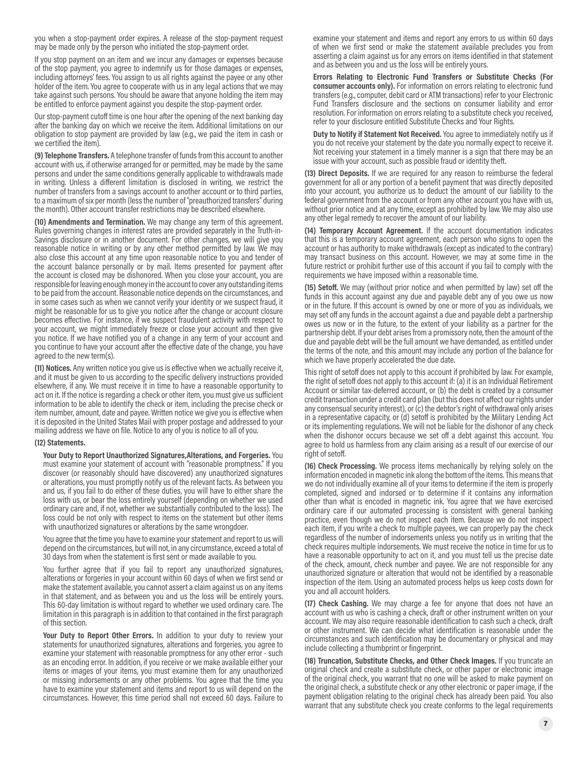you when a stop-payment order expires. A release of the stop-payment request may be made only by the person who initiated the stop-payment order.

If you stop payment on an item and we incur any damages or expenses because of the stop payment, you agree to indemnify us for those damages or expenses, including attorneys' fees. You assign to us all rights against the payee or any other holder of the item. You agree to cooperate with us in any legal actions that we may take against such persons. You should be aware that anyone holding the item may be entitled to enforce payment against you despite the stop-payment order.

Our stop-payment cutoff time is one hour after the opening of the next banking day after the banking day on which we receive the item. Additional limitations on our obligation to stop payment are provided by law (e.g., we paid the item in cash or we certified the item).

**(9) Telephone Transfers.** A telephone transfer of funds from this account to another account with us, if otherwise arranged for or permitted, may be made by the same persons and under the same conditions generally applicable to withdrawals made in writing. Unless a different limitation is disclosed in writing, we restrict the number of transfers from a savings account to another account or to third parties, to a maximum of six per month (less the number of "preauthorized transfers" during the month). Other account transfer restrictions may be described elsewhere.

**(10) Amendments and Termination.** We may change any term of this agreement. Rules governing changes in interest rates are provided separately in the Truth-in-Savings disclosure or in another document. For other changes, we will give you reasonable notice in writing or by any other method permitted by law. We may also close this account at any time upon reasonable notice to you and tender of the account balance personally or by mail. Items presented for payment after the account is closed may be dishonored. When you close your account, you are responsible for leaving enough money in the account to cover any outstanding items to be paid from the account. Reasonable notice depends on the circumstances, and in some cases such as when we cannot verify your identity or we suspect fraud, it might be reasonable for us to give you notice after the change or account closure becomes effective. For instance, if we suspect fraudulent activity with respect to your account, we might immediately freeze or close your account and then give you notice. If we have notified you of a change in any term of your account and you continue to have your account after the effective date of the change, you have agreed to the new term(s).

**(11) Notices.** Any written notice you give us is effective when we actually receive it, and it must be given to us according to the specific delivery instructions provided elsewhere, if any. We must receive it in time to have a reasonable opportunity to act on it. If the notice is regarding a check or other item, you must give us sufficient information to be able to identify the check or item, including the precise check or item number, amount, date and payee. Written notice we give you is effective when it is deposited in the United States Mail with proper postage and addressed to your mailing address we have on file. Notice to any of you is notice to all of you.

**(12) Statements.**

**Your Duty to Report Unauthorized Signatures,Alterations, and Forgeries.** You must examine your statement of account with "reasonable promptness." If you discover (or reasonably should have discovered) any unauthorized signatures or alterations, you must promptly notify us of the relevant facts. As between you and us, if you fail to do either of these duties, you will have to either share the loss with us, or bear the loss entirely yourself (depending on whether we used ordinary care and, if not, whether we substantially contributed to the loss). The loss could be not only with respect to items on the statement but other items with unauthorized signatures or alterations by the same wrongdoer.

You agree that the time you have to examine your statement and report to us will depend on the circumstances, but will not, in any circumstance, exceed a total of 30 days from when the statement is first sent or made available to you.

You further agree that if you fail to report any unauthorized signatures, alterations or forgeries in your account within 60 days of when we first send or make the statement available, you cannot assert a claim against us on any items in that statement, and as between you and us the loss will be entirely yours. This 60-day limitation is without regard to whether we used ordinary care. The limitation in this paragraph is in addition to that contained in the first paragraph of this section.

**Your Duty to Report Other Errors.** In addition to your duty to review your statements for unauthorized signatures, alterations and forgeries, you agree to examine your statement with reasonable promptness for any other error - such as an encoding error. In addition, if you receive or we make available either your items or images of your items, you must examine them for any unauthorized or missing indorsements or any other problems. You agree that the time you have to examine your statement and items and report to us will depend on the circumstances. However, this time period shall not exceed 60 days. Failure to examine your statement and items and report any errors to us within 60 days of when we first send or make the statement available precludes you from asserting a claim against us for any errors on items identified in that statement and as between you and us the loss will be entirely yours.

**Errors Relating to Electronic Fund Transfers or Substitute Checks (For consumer accounts only).** For information on errors relating to electronic fund transfers (e.g., computer, debit card or ATM transactions) refer to your Electronic Fund Transfers disclosure and the sections on consumer liability and error resolution. For information on errors relating to a substitute check you received, refer to your disclosure entitled Substitute Checks and Your Rights.

**Duty to Notify if Statement Not Received.** You agree to immediately notify us if you do not receive your statement by the date you normally expect to receive it. Not receiving your statement in a timely manner is a sign that there may be an issue with your account, such as possible fraud or identity theft.

**(13) Direct Deposits.** If we are required for any reason to reimburse the federal government for all or any portion of a benefit payment that was directly deposited into your account, you authorize us to deduct the amount of our liability to the federal government from the account or from any other account you have with us, without prior notice and at any time, except as prohibited by law. We may also use any other legal remedy to recover the amount of our liability.

**(14) Temporary Account Agreement.** If the account documentation indicates that this is a temporary account agreement, each person who signs to open the account or has authority to make withdrawals (except as indicated to the contrary) may transact business on this account. However, we may at some time in the future restrict or prohibit further use of this account if you fail to comply with the requirements we have imposed within a reasonable time.

**(15) Setoff.** We may (without prior notice and when permitted by law) set off the funds in this account against any due and payable debt any of you owe us now or in the future. If this account is owned by one or more of you as individuals, we may set off any funds in the account against a due and payable debt a partnership owes us now or in the future, to the extent of your liability as a partner for the partnership debt. If your debt arises from a promissory note, then the amount of the due and payable debt will be the full amount we have demanded, as entitled under the terms of the note, and this amount may include any portion of the balance for which we have properly accelerated the due date.

This right of setoff does not apply to this account if prohibited by law. For example, the right of setoff does not apply to this account if: (a) it is an Individual Retirement Account or similar tax-deferred account, or (b) the debt is created by a consumer credit transaction under a credit card plan (but this does not affect our rights under any consensual security interest), or (c) the debtor's right of withdrawal only arises in a representative capacity, or (d) setoff is prohibited by the Military Lending Act or its implementing regulations. We will not be liable for the dishonor of any check when the dishonor occurs because we set off a debt against this account. You agree to hold us harmless from any claim arising as a result of our exercise of our right of setoff.

**(16) Check Processing.** We process items mechanically by relying solely on the information encoded in magnetic ink along the bottom of the items. This means that we do not individually examine all of your items to determine if the item is properly completed, signed and indorsed or to determine if it contains any information other than what is encoded in magnetic ink. You agree that we have exercised ordinary care if our automated processing is consistent with general banking practice, even though we do not inspect each item. Because we do not inspect each item, if you write a check to multiple payees, we can properly pay the check regardless of the number of indorsements unless you notify us in writing that the check requires multiple indorsements. We must receive the notice in time for us to have a reasonable opportunity to act on it, and you must tell us the precise date of the check, amount, check number and payee. We are not responsible for any unauthorized signature or alteration that would not be identified by a reasonable inspection of the item. Using an automated process helps us keep costs down for you and all account holders.

**(17) Check Cashing.** We may charge a fee for anyone that does not have an account with us who is cashing a check, draft or other instrument written on your account. We may also require reasonable identification to cash such a check, draft or other instrument. We can decide what identification is reasonable under the circumstances and such identification may be documentary or physical and may include collecting a thumbprint or fingerprint.

**(18) Truncation, Substitute Checks, and Other Check Images.** If you truncate an original check and create a substitute check, or other paper or electronic image of the original check, you warrant that no one will be asked to make payment on the original check, a substitute check or any other electronic or paper image, if the payment obligation relating to the original check has already been paid. You also warrant that any substitute check you create conforms to the legal requirements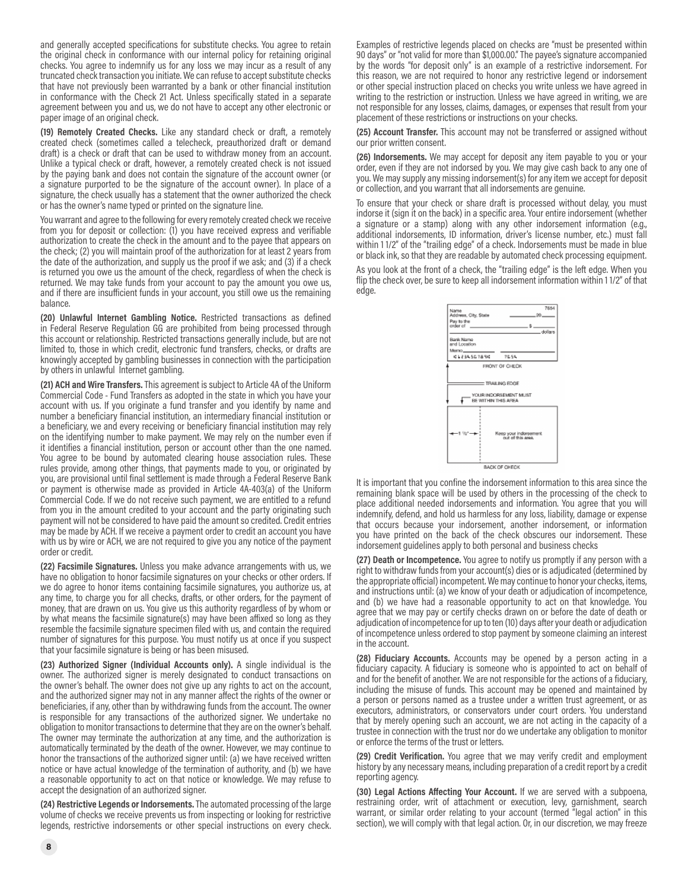and generally accepted specifications for substitute checks. You agree to retain the original check in conformance with our internal policy for retaining original checks. You agree to indemnify us for any loss we may incur as a result of any truncated check transaction you initiate. We can refuse to accept substitute checks that have not previously been warranted by a bank or other financial institution in conformance with the Check 21 Act. Unless specifically stated in a separate agreement between you and us, we do not have to accept any other electronic or paper image of an original check.

**(19) Remotely Created Checks.** Like any standard check or draft, a remotely created check (sometimes called a telecheck, preauthorized draft or demand draft) is a check or draft that can be used to withdraw money from an account. Unlike a typical check or draft, however, a remotely created check is not issued by the paying bank and does not contain the signature of the account owner (or a signature purported to be the signature of the account owner). In place of a signature, the check usually has a statement that the owner authorized the check or has the owner's name typed or printed on the signature line.

You warrant and agree to the following for every remotely created check we receive from you for deposit or collection: (1) you have received express and verifiable authorization to create the check in the amount and to the payee that appears on the check; (2) you will maintain proof of the authorization for at least 2 years from the date of the authorization, and supply us the proof if we ask; and (3) if a check is returned you owe us the amount of the check, regardless of when the check is returned. We may take funds from your account to pay the amount you owe us, and if there are insufficient funds in your account, you still owe us the remaining balance.

**(20) Unlawful Internet Gambling Notice.** Restricted transactions as defined in Federal Reserve Regulation GG are prohibited from being processed through this account or relationship. Restricted transactions generally include, but are not limited to, those in which credit, electronic fund transfers, checks, or drafts are knowingly accepted by gambling businesses in connection with the participation by others in unlawful Internet gambling.

**(21) ACH and Wire Transfers.** This agreement is subject to Article 4A of the Uniform Commercial Code - Fund Transfers as adopted in the state in which you have your account with us. If you originate a fund transfer and you identify by name and number a beneficiary financial institution, an intermediary financial institution or a beneficiary, we and every receiving or beneficiary financial institution may rely on the identifying number to make payment. We may rely on the number even if it identifies a financial institution, person or account other than the one named. You agree to be bound by automated clearing house association rules. These rules provide, among other things, that payments made to you, or originated by you, are provisional until final settlement is made through a Federal Reserve Bank or payment is otherwise made as provided in Article 4A-403(a) of the Uniform Commercial Code. If we do not receive such payment, we are entitled to a refund from you in the amount credited to your account and the party originating such payment will not be considered to have paid the amount so credited. Credit entries may be made by ACH. If we receive a payment order to credit an account you have with us by wire or ACH, we are not required to give you any notice of the payment order or credit.

**(22) Facsimile Signatures.** Unless you make advance arrangements with us, we have no obligation to honor facsimile signatures on your checks or other orders. If we do agree to honor items containing facsimile signatures, you authorize us, at any time, to charge you for all checks, drafts, or other orders, for the payment of money, that are drawn on us. You give us this authority regardless of by whom or by what means the facsimile signature(s) may have been affixed so long as they resemble the facsimile signature specimen filed with us, and contain the required number of signatures for this purpose. You must notify us at once if you suspect that your facsimile signature is being or has been misused.

**(23) Authorized Signer (Individual Accounts only).** A single individual is the owner. The authorized signer is merely designated to conduct transactions on the owner's behalf. The owner does not give up any rights to act on the account, and the authorized signer may not in any manner affect the rights of the owner or beneficiaries, if any, other than by withdrawing funds from the account. The owner is responsible for any transactions of the authorized signer. We undertake no obligation to monitor transactions to determine that they are on the owner's behalf. The owner may terminate the authorization at any time, and the authorization is automatically terminated by the death of the owner. However, we may continue to honor the transactions of the authorized signer until: (a) we have received written notice or have actual knowledge of the termination of authority, and (b) we have a reasonable opportunity to act on that notice or knowledge. We may refuse to accept the designation of an authorized signer.

**(24) Restrictive Legends or Indorsements.** The automated processing of the large volume of checks we receive prevents us from inspecting or looking for restrictive legends, restrictive indorsements or other special instructions on every check. Examples of restrictive legends placed on checks are "must be presented within 90 days" or "not valid for more than $1,000.00." The payee's signature accompanied by the words "for deposit only" is an example of a restrictive indorsement. For this reason, we are not required to honor any restrictive legend or indorsement or other special instruction placed on checks you write unless we have agreed in writing to the restriction or instruction. Unless we have agreed in writing, we are not responsible for any losses, claims, damages, or expenses that result from your placement of these restrictions or instructions on your checks.

**(25) Account Transfer.** This account may not be transferred or assigned without our prior written consent.

**(26) Indorsements.** We may accept for deposit any item payable to you or your order, even if they are not indorsed by you. We may give cash back to any one of you. We may supply any missing indorsement(s) for any item we accept for deposit or collection, and you warrant that all indorsements are genuine.

To ensure that your check or share draft is processed without delay, you must indorse it (sign it on the back) in a specific area. Your entire indorsement (whether a signature or a stamp) along with any other indorsement information (e.g., additional indorsements, ID information, driver's license number, etc.) must fall within 1 1/2" of the "trailing edge" of a check. Indorsements must be made in blue or black ink, so that they are readable by automated check processing equipment.

As you look at the front of a check, the "trailing edge" is the left edge. When you flip the check over, be sure to keep all indorsement information within 1 1/2" of that edge.

Name
Address, City, State
Pay to the order of
dollars
Bank Name and Location
Memo
7654
FRONT OF CHECK
TRAILING EDGE
YOUR INDORSEMENT MUST BE WITHIN THIS AREA
1 1/2"
Keep your indorsement out of this area.
BACK OF CHECK

It is important that you confine the indorsement information to this area since the remaining blank space will be used by others in the processing of the check to place additional needed indorsements and information. You agree that you will indemnify, defend, and hold us harmless for any loss, liability, damage or expense that occurs because your indorsement, another indorsement, or information you have printed on the back of the check obscures our indorsement. These indorsement guidelines apply to both personal and business checks

**(27) Death or Incompetence.** You agree to notify us promptly if any person with a right to withdraw funds from your account(s) dies or is adjudicated (determined by the appropriate official) incompetent. We may continue to honor your checks, items, and instructions until: (a) we know of your death or adjudication of incompetence, and (b) we have had a reasonable opportunity to act on that knowledge. You agree that we may pay or certify checks drawn on or before the date of death or adjudication of incompetence for up to ten (10) days after your death or adjudication of incompetence unless ordered to stop payment by someone claiming an interest in the account.

**(28) Fiduciary Accounts.** Accounts may be opened by a person acting in a fiduciary capacity. A fiduciary is someone who is appointed to act on behalf of and for the benefit of another. We are not responsible for the actions of a fiduciary, including the misuse of funds. This account may be opened and maintained by a person or persons named as a trustee under a written trust agreement, or as executors, administrators, or conservators under court orders. You understand that by merely opening such an account, we are not acting in the capacity of a trustee in connection with the trust nor do we undertake any obligation to monitor or enforce the terms of the trust or letters.

**(29) Credit Verification.** You agree that we may verify credit and employment history by any necessary means, including preparation of a credit report by a credit reporting agency.

**(30) Legal Actions Affecting Your Account.** If we are served with a subpoena, restraining order, writ of attachment or execution, levy, garnishment, search warrant, or similar order relating to your account (termed "legal action" in this section), we will comply with that legal action. Or, in our discretion, we may freeze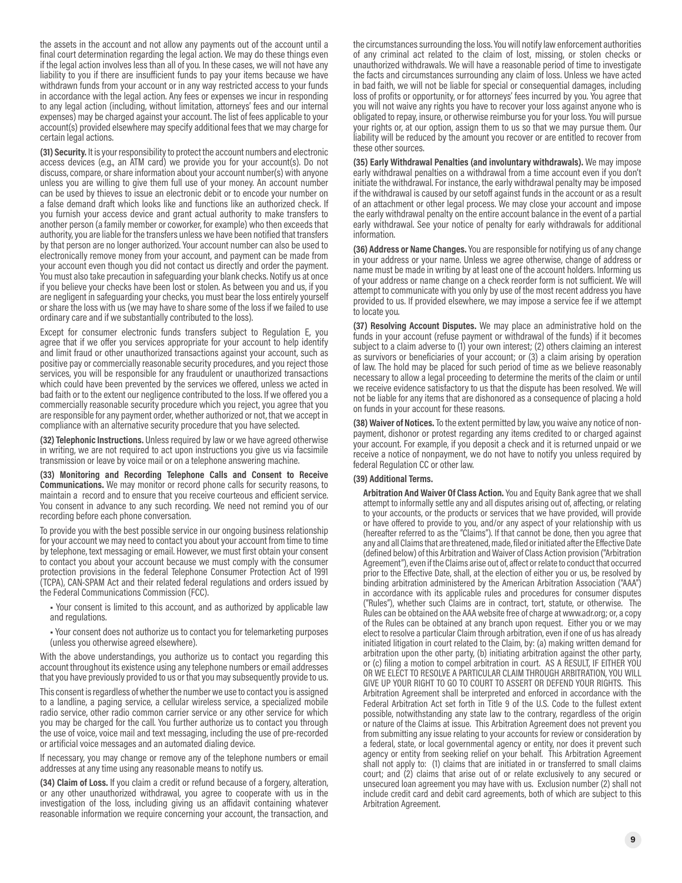the assets in the account and not allow any payments out of the account until a final court determination regarding the legal action. We may do these things even if the legal action involves less than all of you. In these cases, we will not have any liability to you if there are insufficient funds to pay your items because we have withdrawn funds from your account or in any way restricted access to your funds in accordance with the legal action. Any fees or expenses we incur in responding to any legal action (including, without limitation, attorneys' fees and our internal expenses) may be charged against your account. The list of fees applicable to your account(s) provided elsewhere may specify additional fees that we may charge for certain legal actions.

**(31) Security.** It is your responsibility to protect the account numbers and electronic access devices (e.g., an ATM card) we provide you for your account(s). Do not discuss, compare, or share information about your account number(s) with anyone unless you are willing to give them full use of your money. An account number can be used by thieves to issue an electronic debit or to encode your number on a false demand draft which looks like and functions like an authorized check. If you furnish your access device and grant actual authority to make transfers to another person (a family member or coworker, for example) who then exceeds that authority, you are liable for the transfers unless we have been notified that transfers by that person are no longer authorized. Your account number can also be used to electronically remove money from your account, and payment can be made from your account even though you did not contact us directly and order the payment. You must also take precaution in safeguarding your blank checks. Notify us at once if you believe your checks have been lost or stolen. As between you and us, if you are negligent in safeguarding your checks, you must bear the loss entirely yourself or share the loss with us (we may have to share some of the loss if we failed to use ordinary care and if we substantially contributed to the loss).

Except for consumer electronic funds transfers subject to Regulation E, you agree that if we offer you services appropriate for your account to help identify and limit fraud or other unauthorized transactions against your account, such as positive pay or commercially reasonable security procedures, and you reject those services, you will be responsible for any fraudulent or unauthorized transactions which could have been prevented by the services we offered, unless we acted in bad faith or to the extent our negligence contributed to the loss. If we offered you a commercially reasonable security procedure which you reject, you agree that you are responsible for any payment order, whether authorized or not, that we accept in compliance with an alternative security procedure that you have selected.

**(32) Telephonic Instructions.** Unless required by law or we have agreed otherwise in writing, we are not required to act upon instructions you give us via facsimile transmission or leave by voice mail or on a telephone answering machine.

**(33) Monitoring and Recording Telephone Calls and Consent to Receive Communications.** We may monitor or record phone calls for security reasons, to maintain a record and to ensure that you receive courteous and efficient service. You consent in advance to any such recording. We need not remind you of our recording before each phone conversation.

To provide you with the best possible service in our ongoing business relationship for your account we may need to contact you about your account from time to time by telephone, text messaging or email. However, we must first obtain your consent to contact you about your account because we must comply with the consumer protection provisions in the federal Telephone Consumer Protection Act of 1991 (TCPA), CAN-SPAM Act and their related federal regulations and orders issued by the Federal Communications Commission (FCC).

- Your consent is limited to this account, and as authorized by applicable law and regulations.
- Your consent does not authorize us to contact you for telemarketing purposes (unless you otherwise agreed elsewhere).

With the above understandings, you authorize us to contact you regarding this account throughout its existence using any telephone numbers or email addresses that you have previously provided to us or that you may subsequently provide to us.

This consent is regardless of whether the number we use to contact you is assigned to a landline, a paging service, a cellular wireless service, a specialized mobile radio service, other radio common carrier service or any other service for which you may be charged for the call. You further authorize us to contact you through the use of voice, voice mail and text messaging, including the use of pre-recorded or artificial voice messages and an automated dialing device.

If necessary, you may change or remove any of the telephone numbers or email addresses at any time using any reasonable means to notify us.

**(34) Claim of Loss.** If you claim a credit or refund because of a forgery, alteration, or any other unauthorized withdrawal, you agree to cooperate with us in the investigation of the loss, including giving us an affidavit containing whatever reasonable information we require concerning your account, the transaction, and the circumstances surrounding the loss. You will notify law enforcement authorities of any criminal act related to the claim of lost, missing, or stolen checks or unauthorized withdrawals. We will have a reasonable period of time to investigate the facts and circumstances surrounding any claim of loss. Unless we have acted in bad faith, we will not be liable for special or consequential damages, including loss of profits or opportunity, or for attorneys' fees incurred by you. You agree that you will not waive any rights you have to recover your loss against anyone who is obligated to repay, insure, or otherwise reimburse you for your loss. You will pursue your rights or, at our option, assign them to us so that we may pursue them. Our liability will be reduced by the amount you recover or are entitled to recover from these other sources.

**(35) Early Withdrawal Penalties (and involuntary withdrawals).** We may impose early withdrawal penalties on a withdrawal from a time account even if you don't initiate the withdrawal. For instance, the early withdrawal penalty may be imposed if the withdrawal is caused by our setoff against funds in the account or as a result of an attachment or other legal process. We may close your account and impose the early withdrawal penalty on the entire account balance in the event of a partial early withdrawal. See your notice of penalty for early withdrawals for additional information.

**(36) Address or Name Changes.** You are responsible for notifying us of any change in your address or your name. Unless we agree otherwise, change of address or name must be made in writing by at least one of the account holders. Informing us of your address or name change on a check reorder form is not sufficient. We will attempt to communicate with you only by use of the most recent address you have provided to us. If provided elsewhere, we may impose a service fee if we attempt to locate you.

**(37) Resolving Account Disputes.** We may place an administrative hold on the funds in your account (refuse payment or withdrawal of the funds) if it becomes subject to a claim adverse to (1) your own interest; (2) others claiming an interest as survivors or beneficiaries of your account; or (3) a claim arising by operation of law. The hold may be placed for such period of time as we believe reasonably necessary to allow a legal proceeding to determine the merits of the claim or until we receive evidence satisfactory to us that the dispute has been resolved. We will not be liable for any items that are dishonored as a consequence of placing a hold on funds in your account for these reasons.

**(38) Waiver of Notices.** To the extent permitted by law, you waive any notice of non-payment, dishonor or protest regarding any items credited to or charged against your account. For example, if you deposit a check and it is returned unpaid or we receive a notice of nonpayment, we do not have to notify you unless required by federal Regulation CC or other law.

**(39) Additional Terms.**

**Arbitration And Waiver Of Class Action.** You and Equity Bank agree that we shall attempt to informally settle any and all disputes arising out of, affecting, or relating to your accounts, or the products or services that we have provided, will provide or have offered to provide to you, and/or any aspect of your relationship with us (hereafter referred to as the "Claims"). If that cannot be done, then you agree that any and all Claims that are threatened, made, filed or initiated after the Effective Date (defined below) of this Arbitration and Waiver of Class Action provision ("Arbitration Agreement"), even if the Claims arise out of, affect or relate to conduct that occurred prior to the Effective Date, shall, at the election of either you or us, be resolved by binding arbitration administered by the American Arbitration Association ("AAA") in accordance with its applicable rules and procedures for consumer disputes ("Rules"), whether such Claims are in contract, tort, statute, or otherwise. The Rules can be obtained on the AAA website free of charge at www.adr.org; or, a copy of the Rules can be obtained at any branch upon request. Either you or we may elect to resolve a particular Claim through arbitration, even if one of us has already initiated litigation in court related to the Claim, by: (a) making written demand for arbitration upon the other party, (b) initiating arbitration against the other party, or (c) filing a motion to compel arbitration in court. AS A RESULT, IF EITHER YOU OR WE ELECT TO RESOLVE A PARTICULAR CLAIM THROUGH ARBITRATION, YOU WILL GIVE UP YOUR RIGHT TO GO TO COURT TO ASSERT OR DEFEND YOUR RIGHTS. This Arbitration Agreement shall be interpreted and enforced in accordance with the Federal Arbitration Act set forth in Title 9 of the U.S. Code to the fullest extent possible, notwithstanding any state law to the contrary, regardless of the origin or nature of the Claims at issue. This Arbitration Agreement does not prevent you from submitting any issue relating to your accounts for review or consideration by a federal, state, or local governmental agency or entity, nor does it prevent such agency or entity from seeking relief on your behalf. This Arbitration Agreement shall not apply to: (1) claims that are initiated in or transferred to small claims court; and (2) claims that arise out of or relate exclusively to any secured or unsecured loan agreement you may have with us. Exclusion number (2) shall not include credit card and debit card agreements, both of which are subject to this Arbitration Agreement.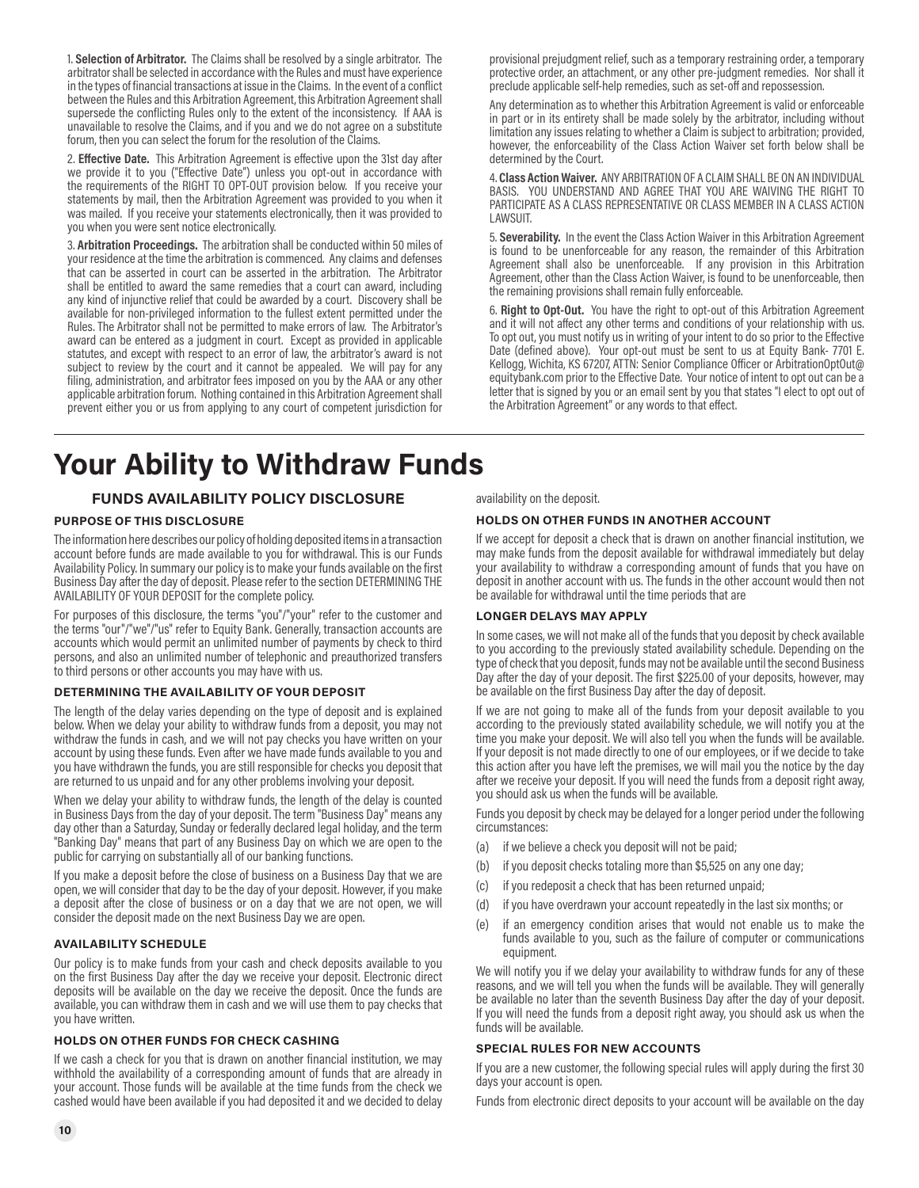1. **Selection of Arbitrator.** The Claims shall be resolved by a single arbitrator. The arbitrator shall be selected in accordance with the Rules and must have experience in the types of financial transactions at issue in the Claims. In the event of a conflict between the Rules and this Arbitration Agreement, this Arbitration Agreement shall supersede the conflicting Rules only to the extent of the inconsistency. If AAA is unavailable to resolve the Claims, and if you and we do not agree on a substitute forum, then you can select the forum for the resolution of the Claims.

2. **Effective Date.** This Arbitration Agreement is effective upon the 31st day after we provide it to you ("Effective Date") unless you opt-out in accordance with the requirements of the RIGHT TO OPT-OUT provision below. If you receive your statements by mail, then the Arbitration Agreement was provided to you when it was mailed. If you receive your statements electronically, then it was provided to you when you were sent notice electronically.

3. **Arbitration Proceedings.** The arbitration shall be conducted within 50 miles of your residence at the time the arbitration is commenced. Any claims and defenses that can be asserted in court can be asserted in the arbitration. The Arbitrator shall be entitled to award the same remedies that a court can award, including any kind of injunctive relief that could be awarded by a court. Discovery shall be available for non-privileged information to the fullest extent permitted under the Rules. The Arbitrator shall not be permitted to make errors of law. The Arbitrator's award can be entered as a judgment in court. Except as provided in applicable statutes, and except with respect to an error of law, the arbitrator's award is not subject to review by the court and it cannot be appealed. We will pay for any filing, administration, and arbitrator fees imposed on you by the AAA or any other applicable arbitration forum. Nothing contained in this Arbitration Agreement shall prevent either you or us from applying to any court of competent jurisdiction for provisional prejudgment relief, such as a temporary restraining order, a temporary protective order, an attachment, or any other pre-judgment remedies. Nor shall it preclude applicable self-help remedies, such as set-off and repossession.

Any determination as to whether this Arbitration Agreement is valid or enforceable in part or in its entirety shall be made solely by the arbitrator, including without limitation any issues relating to whether a Claim is subject to arbitration; provided, however, the enforceability of the Class Action Waiver set forth below shall be determined by the Court.

4. **Class Action Waiver.** ANY ARBITRATION OF A CLAIM SHALL BE ON AN INDIVIDUAL BASIS. YOU UNDERSTAND AND AGREE THAT YOU ARE WAIVING THE RIGHT TO PARTICIPATE AS A CLASS REPRESENTATIVE OR CLASS MEMBER IN A CLASS ACTION LAWSUIT.

5. **Severability.** In the event the Class Action Waiver in this Arbitration Agreement is found to be unenforceable for any reason, the remainder of this Arbitration Agreement shall also be unenforceable. If any provision in this Arbitration Agreement, other than the Class Action Waiver, is found to be unenforceable, then the remaining provisions shall remain fully enforceable.

6. **Right to Opt-Out.** You have the right to opt-out of this Arbitration Agreement and it will not affect any other terms and conditions of your relationship with us. To opt out, you must notify us in writing of your intent to do so prior to the Effective Date (defined above). Your opt-out must be sent to us at Equity Bank- 7701 E. Kellogg, Wichita, KS 67207, ATTN: Senior Compliance Officer or ArbitrationOptOut@equitybank.com prior to the Effective Date. Your notice of intent to opt out can be a letter that is signed by you or an email sent by you that states "I elect to opt out of the Arbitration Agreement" or any words to that effect.

# Your Ability to Withdraw Funds

## FUNDS AVAILABILITY POLICY DISCLOSURE

### PURPOSE OF THIS DISCLOSURE

The information here describes our policy of holding deposited items in a transaction account before funds are made available to you for withdrawal. This is our Funds Availability Policy. In summary our policy is to make your funds available on the first Business Day after the day of deposit. Please refer to the section DETERMINING THE AVAILABILITY OF YOUR DEPOSIT for the complete policy.

For purposes of this disclosure, the terms "you"/"your" refer to the customer and the terms "our"/"we"/"us" refer to Equity Bank. Generally, transaction accounts are accounts which would permit an unlimited number of payments by check to third persons, and also an unlimited number of telephonic and preauthorized transfers to third persons or other accounts you may have with us.

### DETERMINING THE AVAILABILITY OF YOUR DEPOSIT

The length of the delay varies depending on the type of deposit and is explained below. When we delay your ability to withdraw funds from a deposit, you may not withdraw the funds in cash, and we will not pay checks you have written on your account by using these funds. Even after we have made funds available to you and you have withdrawn the funds, you are still responsible for checks you deposit that are returned to us unpaid and for any other problems involving your deposit.

When we delay your ability to withdraw funds, the length of the delay is counted in Business Days from the day of your deposit. The term "Business Day" means any day other than a Saturday, Sunday or federally declared legal holiday, and the term "Banking Day" means that part of any Business Day on which we are open to the public for carrying on substantially all of our banking functions.

If you make a deposit before the close of business on a Business Day that we are open, we will consider that day to be the day of your deposit. However, if you make a deposit after the close of business or on a day that we are not open, we will consider the deposit made on the next Business Day we are open.

### AVAILABILITY SCHEDULE

Our policy is to make funds from your cash and check deposits available to you on the first Business Day after the day we receive your deposit. Electronic direct deposits will be available on the day we receive the deposit. Once the funds are available, you can withdraw them in cash and we will use them to pay checks that you have written.

### HOLDS ON OTHER FUNDS FOR CHECK CASHING

If we cash a check for you that is drawn on another financial institution, we may withhold the availability of a corresponding amount of funds that are already in your account. Those funds will be available at the time funds from the check we cashed would have been available if you had deposited it and we decided to delay availability on the deposit.

### HOLDS ON OTHER FUNDS IN ANOTHER ACCOUNT

If we accept for deposit a check that is drawn on another financial institution, we may make funds from the deposit available for withdrawal immediately but delay your availability to withdraw a corresponding amount of funds that you have on deposit in another account with us. The funds in the other account would then not be available for withdrawal until the time periods that are

### LONGER DELAYS MAY APPLY

In some cases, we will not make all of the funds that you deposit by check available to you according to the previously stated availability schedule. Depending on the type of check that you deposit, funds may not be available until the second Business Day after the day of your deposit. The first $225.00 of your deposits, however, may be available on the first Business Day after the day of deposit.

If we are not going to make all of the funds from your deposit available to you according to the previously stated availability schedule, we will notify you at the time you make your deposit. We will also tell you when the funds will be available. If your deposit is not made directly to one of our employees, or if we decide to take this action after you have left the premises, we will mail you the notice by the day after we receive your deposit. If you will need the funds from a deposit right away, you should ask us when the funds will be available.

Funds you deposit by check may be delayed for a longer period under the following circumstances:

(a) if we believe a check you deposit will not be paid;

(b) if you deposit checks totaling more than $5,525 on any one day;

(c) if you redeposit a check that has been returned unpaid;

(d) if you have overdrawn your account repeatedly in the last six months; or

(e) if an emergency condition arises that would not enable us to make the funds available to you, such as the failure of computer or communications equipment.

We will notify you if we delay your availability to withdraw funds for any of these reasons, and we will tell you when the funds will be available. They will generally be available no later than the seventh Business Day after the day of your deposit. If you will need the funds from a deposit right away, you should ask us when the funds will be available.

### SPECIAL RULES FOR NEW ACCOUNTS

If you are a new customer, the following special rules will apply during the first 30 days your account is open.

Funds from electronic direct deposits to your account will be available on the day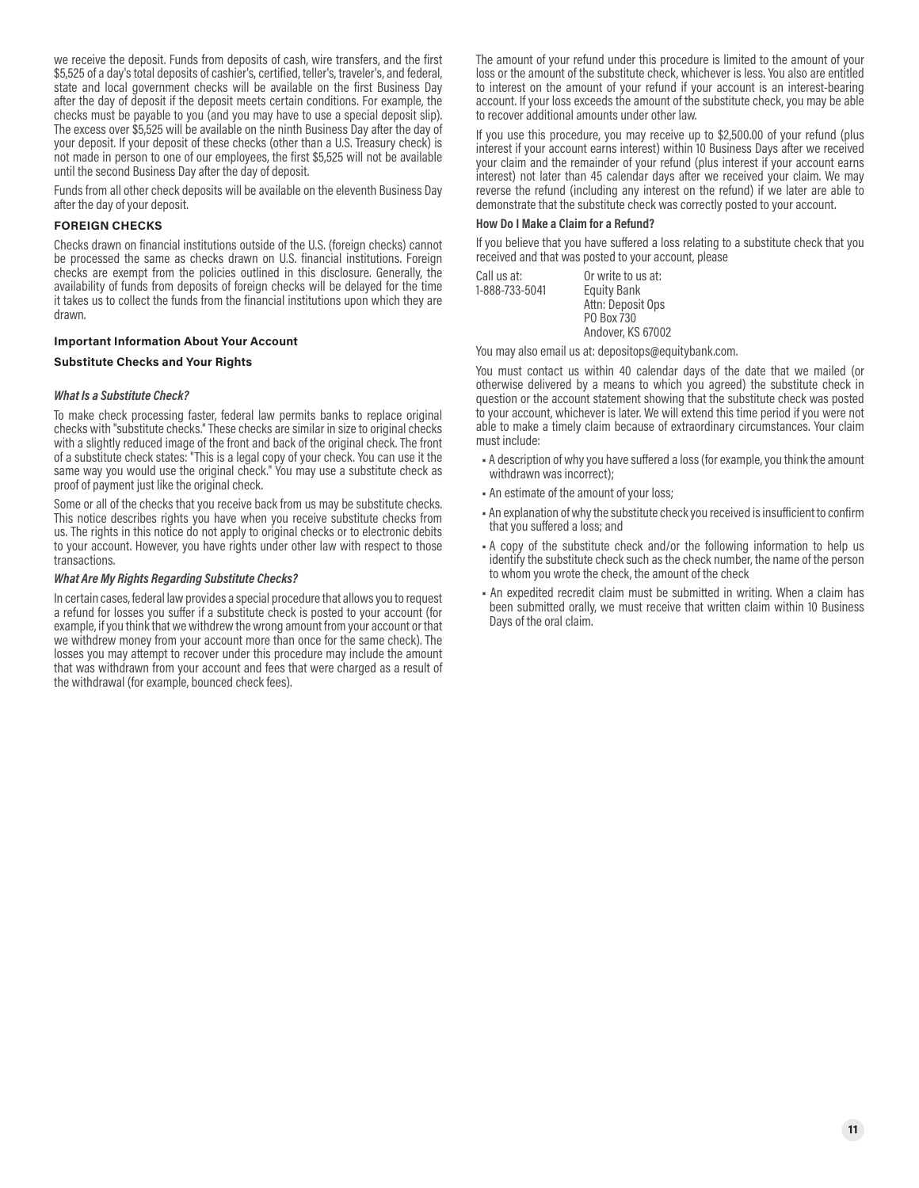we receive the deposit. Funds from deposits of cash, wire transfers, and the first $5,525 of a day's total deposits of cashier's, certified, teller's, traveler's, and federal, state and local government checks will be available on the first Business Day after the day of deposit if the deposit meets certain conditions. For example, the checks must be payable to you (and you may have to use a special deposit slip). The excess over $5,525 will be available on the ninth Business Day after the day of your deposit. If your deposit of these checks (other than a U.S. Treasury check) is not made in person to one of our employees, the first $5,525 will not be available until the second Business Day after the day of deposit.

Funds from all other check deposits will be available on the eleventh Business Day after the day of your deposit.

#### FOREIGN CHECKS

Checks drawn on financial institutions outside of the U.S. (foreign checks) cannot be processed the same as checks drawn on U.S. financial institutions. Foreign checks are exempt from the policies outlined in this disclosure. Generally, the availability of funds from deposits of foreign checks will be delayed for the time it takes us to collect the funds from the financial institutions upon which they are drawn.

### Important Information About Your Account

### Substitute Checks and Your Rights

#### *What Is a Substitute Check?*

To make check processing faster, federal law permits banks to replace original checks with "substitute checks." These checks are similar in size to original checks with a slightly reduced image of the front and back of the original check. The front of a substitute check states: "This is a legal copy of your check. You can use it the same way you would use the original check." You may use a substitute check as proof of payment just like the original check.

Some or all of the checks that you receive back from us may be substitute checks. This notice describes rights you have when you receive substitute checks from us. The rights in this notice do not apply to original checks or to electronic debits to your account. However, you have rights under other law with respect to those transactions.

#### *What Are My Rights Regarding Substitute Checks?*

In certain cases, federal law provides a special procedure that allows you to request a refund for losses you suffer if a substitute check is posted to your account (for example, if you think that we withdrew the wrong amount from your account or that we withdrew money from your account more than once for the same check). The losses you may attempt to recover under this procedure may include the amount that was withdrawn from your account and fees that were charged as a result of the withdrawal (for example, bounced check fees).

The amount of your refund under this procedure is limited to the amount of your loss or the amount of the substitute check, whichever is less. You also are entitled to interest on the amount of your refund if your account is an interest-bearing account. If your loss exceeds the amount of the substitute check, you may be able to recover additional amounts under other law.

If you use this procedure, you may receive up to $2,500.00 of your refund (plus interest if your account earns interest) within 10 Business Days after we received your claim and the remainder of your refund (plus interest if your account earns interest) not later than 45 calendar days after we received your claim. We may reverse the refund (including any interest on the refund) if we later are able to demonstrate that the substitute check was correctly posted to your account.

#### How Do I Make a Claim for a Refund?

If you believe that you have suffered a loss relating to a substitute check that you received and that was posted to your account, please

| | |
|---|---|
| Call us at:<br>1-888-733-5041 | Or write to us at:<br>Equity Bank<br>Attn: Deposit Ops<br>PO Box 730<br>Andover, KS 67002 |

You may also email us at: depositops@equitybank.com.

You must contact us within 40 calendar days of the date that we mailed (or otherwise delivered by a means to which you agreed) the substitute check in question or the account statement showing that the substitute check was posted to your account, whichever is later. We will extend this time period if you were not able to make a timely claim because of extraordinary circumstances. Your claim must include:

- A description of why you have suffered a loss (for example, you think the amount withdrawn was incorrect);
- An estimate of the amount of your loss;
- An explanation of why the substitute check you received is insufficient to confirm that you suffered a loss; and
- A copy of the substitute check and/or the following information to help us identify the substitute check such as the check number, the name of the person to whom you wrote the check, the amount of the check
- An expedited recredit claim must be submitted in writing. When a claim has been submitted orally, we must receive that written claim within 10 Business Days of the oral claim.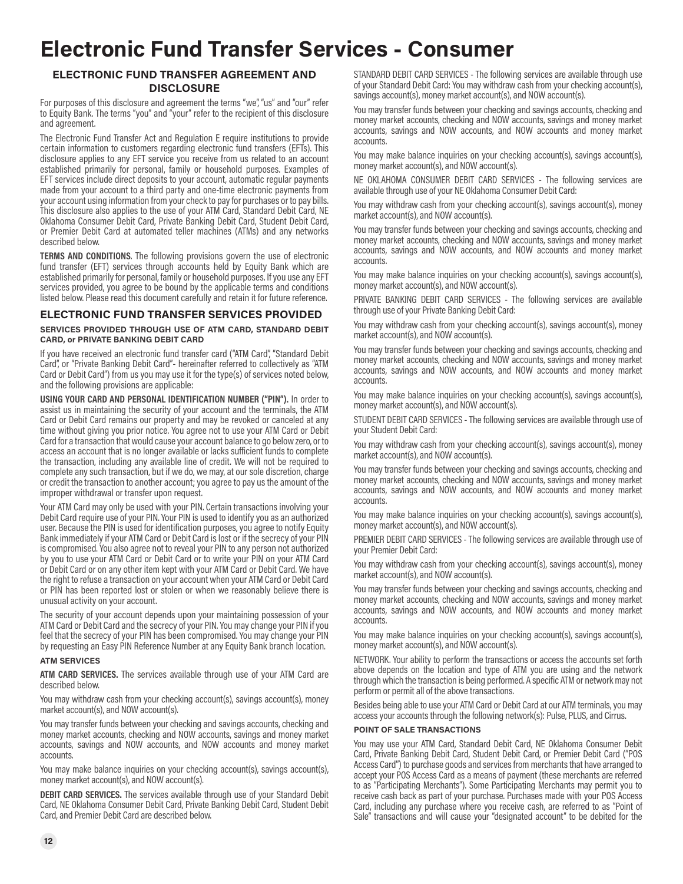# Electronic Fund Transfer Services - Consumer

## ELECTRONIC FUND TRANSFER AGREEMENT AND DISCLOSURE

For purposes of this disclosure and agreement the terms "we", "us" and "our" refer to Equity Bank. The terms "you" and "your" refer to the recipient of this disclosure and agreement.

The Electronic Fund Transfer Act and Regulation E require institutions to provide certain information to customers regarding electronic fund transfers (EFTs). This disclosure applies to any EFT service you receive from us related to an account established primarily for personal, family or household purposes. Examples of EFT services include direct deposits to your account, automatic regular payments made from your account to a third party and one-time electronic payments from your account using information from your check to pay for purchases or to pay bills. This disclosure also applies to the use of your ATM Card, Standard Debit Card, NE Oklahoma Consumer Debit Card, Private Banking Debit Card, Student Debit Card, or Premier Debit Card at automated teller machines (ATMs) and any networks described below.

**TERMS AND CONDITIONS**. The following provisions govern the use of electronic fund transfer (EFT) services through accounts held by Equity Bank which are established primarily for personal, family or household purposes. If you use any EFT services provided, you agree to be bound by the applicable terms and conditions listed below. Please read this document carefully and retain it for future reference.

## ELECTRONIC FUND TRANSFER SERVICES PROVIDED

#### SERVICES PROVIDED THROUGH USE OF ATM CARD, STANDARD DEBIT CARD, or PRIVATE BANKING DEBIT CARD

If you have received an electronic fund transfer card ("ATM Card", "Standard Debit Card", or "Private Banking Debit Card"- hereinafter referred to collectively as "ATM Card or Debit Card") from us you may use it for the type(s) of services noted below, and the following provisions are applicable:

**USING YOUR CARD AND PERSONAL IDENTIFICATION NUMBER ("PIN").** In order to assist us in maintaining the security of your account and the terminals, the ATM Card or Debit Card remains our property and may be revoked or canceled at any time without giving you prior notice. You agree not to use your ATM Card or Debit Card for a transaction that would cause your account balance to go below zero, or to access an account that is no longer available or lacks sufficient funds to complete the transaction, including any available line of credit. We will not be required to complete any such transaction, but if we do, we may, at our sole discretion, charge or credit the transaction to another account; you agree to pay us the amount of the improper withdrawal or transfer upon request.

Your ATM Card may only be used with your PIN. Certain transactions involving your Debit Card require use of your PIN. Your PIN is used to identify you as an authorized user. Because the PIN is used for identification purposes, you agree to notify Equity Bank immediately if your ATM Card or Debit Card is lost or if the secrecy of your PIN is compromised. You also agree not to reveal your PIN to any person not authorized by you to use your ATM Card or Debit Card or to write your PIN on your ATM Card or Debit Card or on any other item kept with your ATM Card or Debit Card. We have the right to refuse a transaction on your account when your ATM Card or Debit Card or PIN has been reported lost or stolen or when we reasonably believe there is unusual activity on your account.

The security of your account depends upon your maintaining possession of your ATM Card or Debit Card and the secrecy of your PIN. You may change your PIN if you feel that the secrecy of your PIN has been compromised. You may change your PIN by requesting an Easy PIN Reference Number at any Equity Bank branch location.

#### ATM SERVICES

**ATM CARD SERVICES.** The services available through use of your ATM Card are described below.

You may withdraw cash from your checking account(s), savings account(s), money market account(s), and NOW account(s).

You may transfer funds between your checking and savings accounts, checking and money market accounts, checking and NOW accounts, savings and money market accounts, savings and NOW accounts, and NOW accounts and money market accounts.

You may make balance inquiries on your checking account(s), savings account(s), money market account(s), and NOW account(s).

**DEBIT CARD SERVICES.** The services available through use of your Standard Debit Card, NE Oklahoma Consumer Debit Card, Private Banking Debit Card, Student Debit Card, and Premier Debit Card are described below.

STANDARD DEBIT CARD SERVICES - The following services are available through use of your Standard Debit Card: You may withdraw cash from your checking account(s), savings account(s), money market account(s), and NOW account(s).

You may transfer funds between your checking and savings accounts, checking and money market accounts, checking and NOW accounts, savings and money market accounts, savings and NOW accounts, and NOW accounts and money market accounts.

You may make balance inquiries on your checking account(s), savings account(s), money market account(s), and NOW account(s).

NE OKLAHOMA CONSUMER DEBIT CARD SERVICES - The following services are available through use of your NE Oklahoma Consumer Debit Card:

You may withdraw cash from your checking account(s), savings account(s), money market account(s), and NOW account(s).

You may transfer funds between your checking and savings accounts, checking and money market accounts, checking and NOW accounts, savings and money market accounts, savings and NOW accounts, and NOW accounts and money market accounts.

You may make balance inquiries on your checking account(s), savings account(s), money market account(s), and NOW account(s).

PRIVATE BANKING DEBIT CARD SERVICES - The following services are available through use of your Private Banking Debit Card:

You may withdraw cash from your checking account(s), savings account(s), money market account(s), and NOW account(s).

You may transfer funds between your checking and savings accounts, checking and money market accounts, checking and NOW accounts, savings and money market accounts, savings and NOW accounts, and NOW accounts and money market accounts.

You may make balance inquiries on your checking account(s), savings account(s), money market account(s), and NOW account(s).

STUDENT DEBIT CARD SERVICES - The following services are available through use of your Student Debit Card:

You may withdraw cash from your checking account(s), savings account(s), money market account(s), and NOW account(s).

You may transfer funds between your checking and savings accounts, checking and money market accounts, checking and NOW accounts, savings and money market accounts, savings and NOW accounts, and NOW accounts and money market accounts.

You may make balance inquiries on your checking account(s), savings account(s), money market account(s), and NOW account(s).

PREMIER DEBIT CARD SERVICES - The following services are available through use of your Premier Debit Card:

You may withdraw cash from your checking account(s), savings account(s), money market account(s), and NOW account(s).

You may transfer funds between your checking and savings accounts, checking and money market accounts, checking and NOW accounts, savings and money market accounts, savings and NOW accounts, and NOW accounts and money market accounts.

You may make balance inquiries on your checking account(s), savings account(s), money market account(s), and NOW account(s).

NETWORK. Your ability to perform the transactions or access the accounts set forth above depends on the location and type of ATM you are using and the network through which the transaction is being performed. A specific ATM or network may not perform or permit all of the above transactions.

Besides being able to use your ATM Card or Debit Card at our ATM terminals, you may access your accounts through the following network(s): Pulse, PLUS, and Cirrus.

#### POINT OF SALE TRANSACTIONS

You may use your ATM Card, Standard Debit Card, NE Oklahoma Consumer Debit Card, Private Banking Debit Card, Student Debit Card, or Premier Debit Card ("POS Access Card") to purchase goods and services from merchants that have arranged to accept your POS Access Card as a means of payment (these merchants are referred to as "Participating Merchants"). Some Participating Merchants may permit you to receive cash back as part of your purchase. Purchases made with your POS Access Card, including any purchase where you receive cash, are referred to as "Point of Sale" transactions and will cause your "designated account" to be debited for the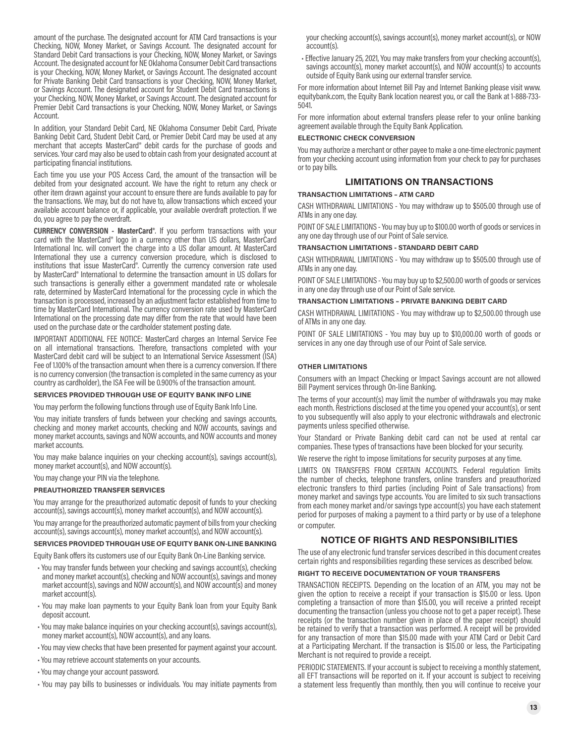amount of the purchase. The designated account for ATM Card transactions is your Checking, NOW, Money Market, or Savings Account. The designated account for Standard Debit Card transactions is your Checking, NOW, Money Market, or Savings Account. The designated account for NE Oklahoma Consumer Debit Card transactions is your Checking, NOW, Money Market, or Savings Account. The designated account for Private Banking Debit Card transactions is your Checking, NOW, Money Market, or Savings Account. The designated account for Student Debit Card transactions is your Checking, NOW, Money Market, or Savings Account. The designated account for Premier Debit Card transactions is your Checking, NOW, Money Market, or Savings Account.

In addition, your Standard Debit Card, NE Oklahoma Consumer Debit Card, Private Banking Debit Card, Student Debit Card, or Premier Debit Card may be used at any merchant that accepts MasterCard® debit cards for the purchase of goods and services. Your card may also be used to obtain cash from your designated account at participating financial institutions.

Each time you use your POS Access Card, the amount of the transaction will be debited from your designated account. We have the right to return any check or other item drawn against your account to ensure there are funds available to pay for the transactions. We may, but do not have to, allow transactions which exceed your available account balance or, if applicable, your available overdraft protection. If we do, you agree to pay the overdraft.

**CURRENCY CONVERSION - MasterCard®**. If you perform transactions with your card with the MasterCard® logo in a currency other than US dollars, MasterCard International Inc. will convert the charge into a US dollar amount. At MasterCard International they use a currency conversion procedure, which is disclosed to institutions that issue MasterCard®. Currently the currency conversion rate used by MasterCard® International to determine the transaction amount in US dollars for such transactions is generally either a government mandated rate or wholesale rate, determined by MasterCard International for the processing cycle in which the transaction is processed, increased by an adjustment factor established from time to time by MasterCard International. The currency conversion rate used by MasterCard International on the processing date may differ from the rate that would have been used on the purchase date or the cardholder statement posting date.

IMPORTANT ADDITIONAL FEE NOTICE: MasterCard charges an Internal Service Fee on all international transactions. Therefore, transactions completed with your MasterCard debit card will be subject to an International Service Assessment (ISA) Fee of 1.100% of the transaction amount when there is a currency conversion. If there is no currency conversion (the transaction is completed in the same currency as your country as cardholder), the ISA Fee will be 0.900% of the transaction amount.

#### SERVICES PROVIDED THROUGH USE OF EQUITY BANK INFO LINE

You may perform the following functions through use of Equity Bank Info Line.

You may initiate transfers of funds between your checking and savings accounts, checking and money market accounts, checking and NOW accounts, savings and money market accounts, savings and NOW accounts, and NOW accounts and money market accounts.

You may make balance inquiries on your checking account(s), savings account(s), money market account(s), and NOW account(s).

You may change your PIN via the telephone.

#### PREAUTHORIZED TRANSFER SERVICES

You may arrange for the preauthorized automatic deposit of funds to your checking account(s), savings account(s), money market account(s), and NOW account(s).

You may arrange for the preauthorized automatic payment of bills from your checking account(s), savings account(s), money market account(s), and NOW account(s).

#### SERVICES PROVIDED THROUGH USE OF EQUITY BANK ON-LINE BANKING

Equity Bank offers its customers use of our Equity Bank On-Line Banking service.

- You may transfer funds between your checking and savings account(s), checking and money market account(s), checking and NOW account(s), savings and money market account(s), savings and NOW account(s), and NOW account(s) and money market account(s).
- You may make loan payments to your Equity Bank loan from your Equity Bank deposit account.
- You may make balance inquiries on your checking account(s), savings account(s), money market account(s), NOW account(s), and any loans.
- You may view checks that have been presented for payment against your account.
- You may retrieve account statements on your accounts.
- You may change your account password.
- You may pay bills to businesses or individuals. You may initiate payments from your checking account(s), savings account(s), money market account(s), or NOW account(s).
- Effective January 25, 2021, You may make transfers from your checking account(s), savings account(s), money market account(s), and NOW account(s) to accounts outside of Equity Bank using our external transfer service.

For more information about Internet Bill Pay and Internet Banking please visit www.equitybank.com, the Equity Bank location nearest you, or call the Bank at 1-888-733-5041.

For more information about external transfers please refer to your online banking agreement available through the Equity Bank Application.

#### ELECTRONIC CHECK CONVERSION

You may authorize a merchant or other payee to make a one-time electronic payment from your checking account using information from your check to pay for purchases or to pay bills.

## LIMITATIONS ON TRANSACTIONS

#### TRANSACTION LIMITATIONS – ATM CARD

CASH WITHDRAWAL LIMITATIONS - You may withdraw up to $505.00 through use of ATMs in any one day.

POINT OF SALE LIMITATIONS - You may buy up to $100.00 worth of goods or services in any one day through use of our Point of Sale service.

#### TRANSACTION LIMITATIONS - STANDARD DEBIT CARD

CASH WITHDRAWAL LIMITATIONS - You may withdraw up to $505.00 through use of ATMs in any one day.

POINT OF SALE LIMITATIONS - You may buy up to $2,500.00 worth of goods or services in any one day through use of our Point of Sale service.

#### TRANSACTION LIMITATIONS – PRIVATE BANKING DEBIT CARD

CASH WITHDRAWAL LIMITATIONS - You may withdraw up to $2,500.00 through use of ATMs in any one day.

POINT OF SALE LIMITATIONS - You may buy up to $10,000.00 worth of goods or services in any one day through use of our Point of Sale service.

#### OTHER LIMITATIONS

Consumers with an Impact Checking or Impact Savings account are not allowed Bill Payment services through On-line Banking.

The terms of your account(s) may limit the number of withdrawals you may make each month. Restrictions disclosed at the time you opened your account(s), or sent to you subsequently will also apply to your electronic withdrawals and electronic payments unless specified otherwise.

Your Standard or Private Banking debit card can not be used at rental car companies. These types of transactions have been blocked for your security.

We reserve the right to impose limitations for security purposes at any time.

LIMITS ON TRANSFERS FROM CERTAIN ACCOUNTS. Federal regulation limits the number of checks, telephone transfers, online transfers and preauthorized electronic transfers to third parties (including Point of Sale transactions) from money market and savings type accounts. You are limited to six such transactions from each money market and/or savings type account(s) you have each statement period for purposes of making a payment to a third party or by use of a telephone or computer.

## NOTICE OF RIGHTS AND RESPONSIBILITIES

The use of any electronic fund transfer services described in this document creates certain rights and responsibilities regarding these services as described below.

#### RIGHT TO RECEIVE DOCUMENTATION OF YOUR TRANSFERS

TRANSACTION RECEIPTS. Depending on the location of an ATM, you may not be given the option to receive a receipt if your transaction is $15.00 or less. Upon completing a transaction of more than $15.00, you will receive a printed receipt documenting the transaction (unless you choose not to get a paper receipt). These receipts (or the transaction number given in place of the paper receipt) should be retained to verify that a transaction was performed. A receipt will be provided for any transaction of more than $15.00 made with your ATM Card or Debit Card at a Participating Merchant. If the transaction is $15.00 or less, the Participating Merchant is not required to provide a receipt.

PERIODIC STATEMENTS. If your account is subject to receiving a monthly statement, all EFT transactions will be reported on it. If your account is subject to receiving a statement less frequently than monthly, then you will continue to receive your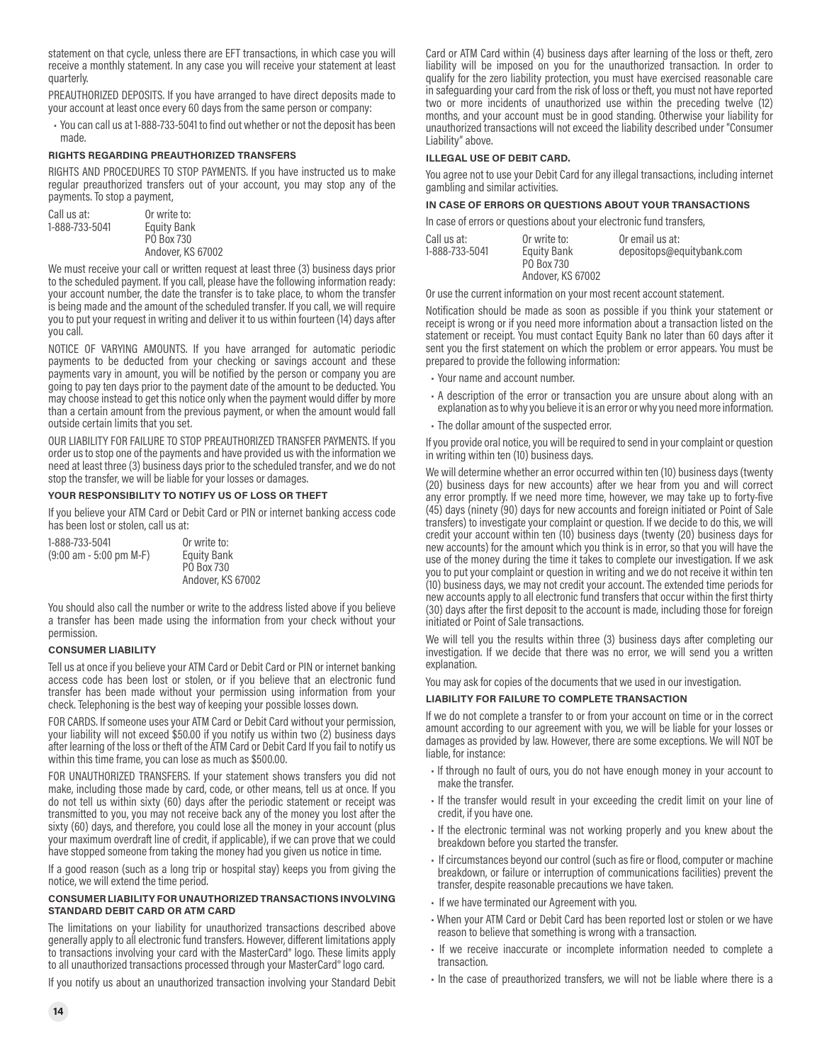statement on that cycle, unless there are EFT transactions, in which case you will receive a monthly statement. In any case you will receive your statement at least quarterly.

PREAUTHORIZED DEPOSITS. If you have arranged to have direct deposits made to your account at least once every 60 days from the same person or company:

- You can call us at 1-888-733-5041 to find out whether or not the deposit has been made.

### RIGHTS REGARDING PREAUTHORIZED TRANSFERS

RIGHTS AND PROCEDURES TO STOP PAYMENTS. If you have instructed us to make regular preauthorized transfers out of your account, you may stop any of the payments. To stop a payment,

| Call us at: | Or write to: |
|---|---|
| 1-888-733-5041 | Equity Bank<br>PO Box 730<br>Andover, KS 67002 |

We must receive your call or written request at least three (3) business days prior to the scheduled payment. If you call, please have the following information ready: your account number, the date the transfer is to take place, to whom the transfer is being made and the amount of the scheduled transfer. If you call, we will require you to put your request in writing and deliver it to us within fourteen (14) days after you call.

NOTICE OF VARYING AMOUNTS. If you have arranged for automatic periodic payments to be deducted from your checking or savings account and these payments vary in amount, you will be notified by the person or company you are going to pay ten days prior to the payment date of the amount to be deducted. You may choose instead to get this notice only when the payment would differ by more than a certain amount from the previous payment, or when the amount would fall outside certain limits that you set.

OUR LIABILITY FOR FAILURE TO STOP PREAUTHORIZED TRANSFER PAYMENTS. If you order us to stop one of the payments and have provided us with the information we need at least three (3) business days prior to the scheduled transfer, and we do not stop the transfer, we will be liable for your losses or damages.

### YOUR RESPONSIBILITY TO NOTIFY US OF LOSS OR THEFT

If you believe your ATM Card or Debit Card or PIN or internet banking access code has been lost or stolen, call us at:

| | |
|---|---|
| 1-888-733-5041<br>(9:00 am - 5:00 pm M-F) | Or write to:<br>Equity Bank<br>PO Box 730<br>Andover, KS 67002 |

You should also call the number or write to the address listed above if you believe a transfer has been made using the information from your check without your permission.

### CONSUMER LIABILITY

Tell us at once if you believe your ATM Card or Debit Card or PIN or internet banking access code has been lost or stolen, or if you believe that an electronic fund transfer has been made without your permission using information from your check. Telephoning is the best way of keeping your possible losses down.

FOR CARDS. If someone uses your ATM Card or Debit Card without your permission, your liability will not exceed $50.00 if you notify us within two (2) business days after learning of the loss or theft of the ATM Card or Debit Card If you fail to notify us within this time frame, you can lose as much as $500.00.

FOR UNAUTHORIZED TRANSFERS. If your statement shows transfers you did not make, including those made by card, code, or other means, tell us at once. If you do not tell us within sixty (60) days after the periodic statement or receipt was transmitted to you, you may not receive back any of the money you lost after the sixty (60) days, and therefore, you could lose all the money in your account (plus your maximum overdraft line of credit, if applicable), if we can prove that we could have stopped someone from taking the money had you given us notice in time.

If a good reason (such as a long trip or hospital stay) keeps you from giving the notice, we will extend the time period.

### CONSUMER LIABILITY FOR UNAUTHORIZED TRANSACTIONS INVOLVING STANDARD DEBIT CARD OR ATM CARD

The limitations on your liability for unauthorized transactions described above generally apply to all electronic fund transfers. However, different limitations apply to transactions involving your card with the MasterCard® logo. These limits apply to all unauthorized transactions processed through your MasterCard® logo card.

If you notify us about an unauthorized transaction involving your Standard Debit Card or ATM Card within (4) business days after learning of the loss or theft, zero liability will be imposed on you for the unauthorized transaction. In order to qualify for the zero liability protection, you must have exercised reasonable care in safeguarding your card from the risk of loss or theft, you must not have reported two or more incidents of unauthorized use within the preceding twelve (12) months, and your account must be in good standing. Otherwise your liability for unauthorized transactions will not exceed the liability described under "Consumer Liability" above.

### ILLEGAL USE OF DEBIT CARD.

You agree not to use your Debit Card for any illegal transactions, including internet gambling and similar activities.

### IN CASE OF ERRORS OR QUESTIONS ABOUT YOUR TRANSACTIONS

In case of errors or questions about your electronic fund transfers,

| Call us at: | Or write to: | Or email us at: |
|---|---|---|
| 1-888-733-5041 | Equity Bank<br>PO Box 730<br>Andover, KS 67002 | depositops@equitybank.com |

Or use the current information on your most recent account statement.

Notification should be made as soon as possible if you think your statement or receipt is wrong or if you need more information about a transaction listed on the statement or receipt. You must contact Equity Bank no later than 60 days after it sent you the first statement on which the problem or error appears. You must be prepared to provide the following information:

- Your name and account number.
- A description of the error or transaction you are unsure about along with an explanation as to why you believe it is an error or why you need more information.
- The dollar amount of the suspected error.

If you provide oral notice, you will be required to send in your complaint or question in writing within ten (10) business days.

We will determine whether an error occurred within ten (10) business days (twenty (20) business days for new accounts) after we hear from you and will correct any error promptly. If we need more time, however, we may take up to forty-five (45) days (ninety (90) days for new accounts and foreign initiated or Point of Sale transfers) to investigate your complaint or question. If we decide to do this, we will credit your account within ten (10) business days (twenty (20) business days for new accounts) for the amount which you think is in error, so that you will have the use of the money during the time it takes to complete our investigation. If we ask you to put your complaint or question in writing and we do not receive it within ten (10) business days, we may not credit your account. The extended time periods for new accounts apply to all electronic fund transfers that occur within the first thirty (30) days after the first deposit to the account is made, including those for foreign initiated or Point of Sale transactions.

We will tell you the results within three (3) business days after completing our investigation. If we decide that there was no error, we will send you a written explanation.

You may ask for copies of the documents that we used in our investigation.

### LIABILITY FOR FAILURE TO COMPLETE TRANSACTION

If we do not complete a transfer to or from your account on time or in the correct amount according to our agreement with you, we will be liable for your losses or damages as provided by law. However, there are some exceptions. We will NOT be liable, for instance:

- If through no fault of ours, you do not have enough money in your account to make the transfer.
- If the transfer would result in your exceeding the credit limit on your line of credit, if you have one.
- If the electronic terminal was not working properly and you knew about the breakdown before you started the transfer.
- If circumstances beyond our control (such as fire or flood, computer or machine breakdown, or failure or interruption of communications facilities) prevent the transfer, despite reasonable precautions we have taken.
- If we have terminated our Agreement with you.
- When your ATM Card or Debit Card has been reported lost or stolen or we have reason to believe that something is wrong with a transaction.
- If we receive inaccurate or incomplete information needed to complete a transaction.
- In the case of preauthorized transfers, we will not be liable where there is a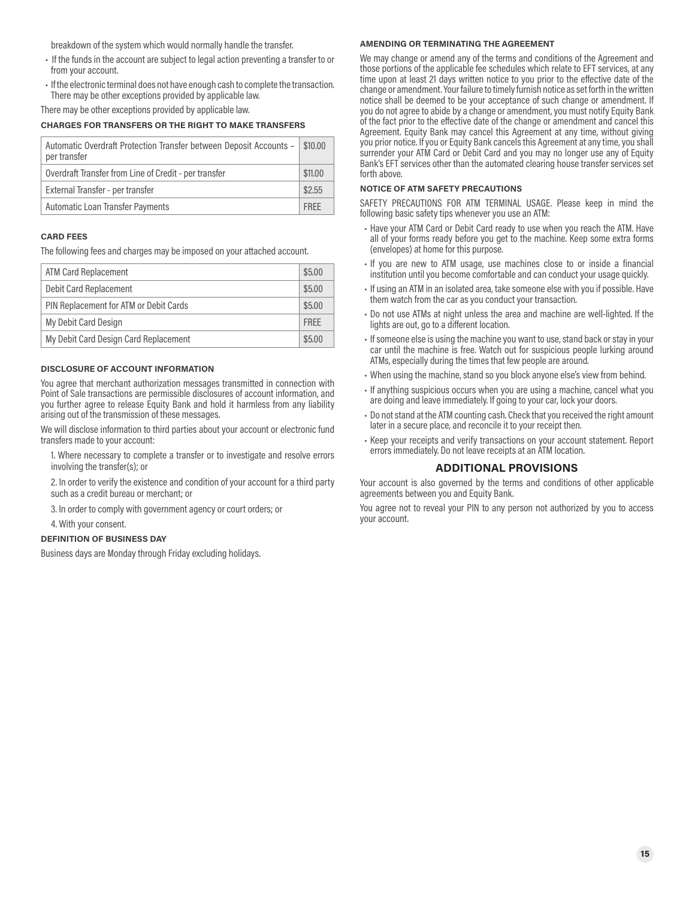breakdown of the system which would normally handle the transfer.

- If the funds in the account are subject to legal action preventing a transfer to or from your account.
- If the electronic terminal does not have enough cash to complete the transaction. There may be other exceptions provided by applicable law.

There may be other exceptions provided by applicable law.

### CHARGES FOR TRANSFERS OR THE RIGHT TO MAKE TRANSFERS

| | |
|---|---|
| Automatic Overdraft Protection Transfer between Deposit Accounts – per transfer | $10.00 |
| Overdraft Transfer from Line of Credit - per transfer | $11.00 |
| External Transfer - per transfer | $2.55 |
| Automatic Loan Transfer Payments | FREE |

### CARD FEES

The following fees and charges may be imposed on your attached account.

| | |
|---|---|
| ATM Card Replacement | $5.00 |
| Debit Card Replacement | $5.00 |
| PIN Replacement for ATM or Debit Cards | $5.00 |
| My Debit Card Design | FREE |
| My Debit Card Design Card Replacement | $5.00 |

### DISCLOSURE OF ACCOUNT INFORMATION

You agree that merchant authorization messages transmitted in connection with Point of Sale transactions are permissible disclosures of account information, and you further agree to release Equity Bank and hold it harmless from any liability arising out of the transmission of these messages.

We will disclose information to third parties about your account or electronic fund transfers made to your account:

1. Where necessary to complete a transfer or to investigate and resolve errors involving the transfer(s); or
2. In order to verify the existence and condition of your account for a third party such as a credit bureau or merchant; or
3. In order to comply with government agency or court orders; or
4. With your consent.

### DEFINITION OF BUSINESS DAY

Business days are Monday through Friday excluding holidays.

### AMENDING OR TERMINATING THE AGREEMENT

We may change or amend any of the terms and conditions of the Agreement and those portions of the applicable fee schedules which relate to EFT services, at any time upon at least 21 days written notice to you prior to the effective date of the change or amendment. Your failure to timely furnish notice as set forth in the written notice shall be deemed to be your acceptance of such change or amendment. If you do not agree to abide by a change or amendment, you must notify Equity Bank of the fact prior to the effective date of the change or amendment and cancel this Agreement. Equity Bank may cancel this Agreement at any time, without giving you prior notice. If you or Equity Bank cancels this Agreement at any time, you shall surrender your ATM Card or Debit Card and you may no longer use any of Equity Bank's EFT services other than the automated clearing house transfer services set forth above.

### NOTICE OF ATM SAFETY PRECAUTIONS

SAFETY PRECAUTIONS FOR ATM TERMINAL USAGE. Please keep in mind the following basic safety tips whenever you use an ATM:

- Have your ATM Card or Debit Card ready to use when you reach the ATM. Have all of your forms ready before you get to the machine. Keep some extra forms (envelopes) at home for this purpose.
- If you are new to ATM usage, use machines close to or inside a financial institution until you become comfortable and can conduct your usage quickly.
- If using an ATM in an isolated area, take someone else with you if possible. Have them watch from the car as you conduct your transaction.
- Do not use ATMs at night unless the area and machine are well-lighted. If the lights are out, go to a different location.
- If someone else is using the machine you want to use, stand back or stay in your car until the machine is free. Watch out for suspicious people lurking around ATMs, especially during the times that few people are around.
- When using the machine, stand so you block anyone else's view from behind.
- If anything suspicious occurs when you are using a machine, cancel what you are doing and leave immediately. If going to your car, lock your doors.
- Do not stand at the ATM counting cash. Check that you received the right amount later in a secure place, and reconcile it to your receipt then.
- Keep your receipts and verify transactions on your account statement. Report errors immediately. Do not leave receipts at an ATM location.

## ADDITIONAL PROVISIONS

Your account is also governed by the terms and conditions of other applicable agreements between you and Equity Bank.

You agree not to reveal your PIN to any person not authorized by you to access your account.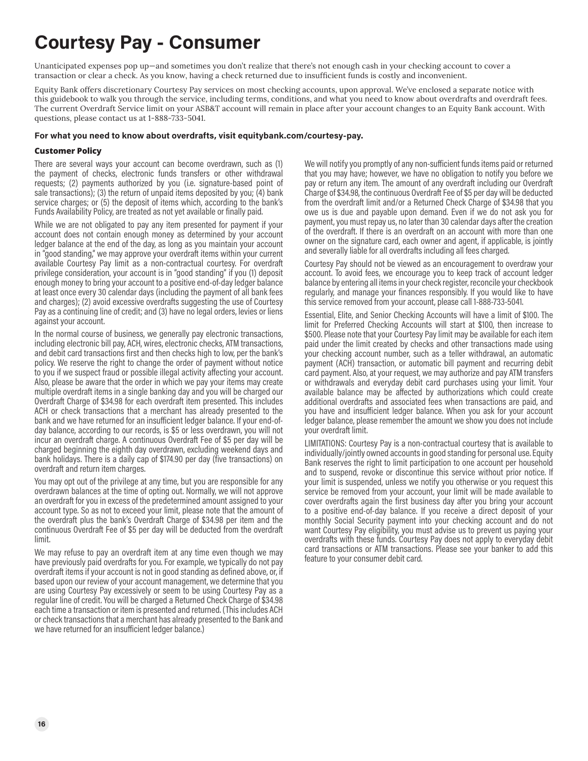# Courtesy Pay - Consumer

Unanticipated expenses pop up—and sometimes you don't realize that there's not enough cash in your checking account to cover a transaction or clear a check. As you know, having a check returned due to insufficient funds is costly and inconvenient.

Equity Bank offers discretionary Courtesy Pay services on most checking accounts, upon approval. We've enclosed a separate notice with this guidebook to walk you through the service, including terms, conditions, and what you need to know about overdrafts and overdraft fees. The current Overdraft Service limit on your ASB&T account will remain in place after your account changes to an Equity Bank account. With questions, please contact us at 1-888-733-5041.

**For what you need to know about overdrafts, visit equitybank.com/courtesy-pay.**

### Customer Policy

There are several ways your account can become overdrawn, such as (1) the payment of checks, electronic funds transfers or other withdrawal requests; (2) payments authorized by you (i.e. signature-based point of sale transactions); (3) the return of unpaid items deposited by you; (4) bank service charges; or (5) the deposit of items which, according to the bank's Funds Availability Policy, are treated as not yet available or finally paid.

While we are not obligated to pay any item presented for payment if your account does not contain enough money as determined by your account ledger balance at the end of the day, as long as you maintain your account in "good standing," we may approve your overdraft items within your current available Courtesy Pay limit as a non-contractual courtesy. For overdraft privilege consideration, your account is in "good standing" if you (1) deposit enough money to bring your account to a positive end-of-day ledger balance at least once every 30 calendar days (including the payment of all bank fees and charges); (2) avoid excessive overdrafts suggesting the use of Courtesy Pay as a continuing line of credit; and (3) have no legal orders, levies or liens against your account.

In the normal course of business, we generally pay electronic transactions, including electronic bill pay, ACH, wires, electronic checks, ATM transactions, and debit card transactions first and then checks high to low, per the bank's policy. We reserve the right to change the order of payment without notice to you if we suspect fraud or possible illegal activity affecting your account. Also, please be aware that the order in which we pay your items may create multiple overdraft items in a single banking day and you will be charged our Overdraft Charge of $34.98 for each overdraft item presented. This includes ACH or check transactions that a merchant has already presented to the bank and we have returned for an insufficient ledger balance. If your end-of-day balance, according to our records, is $5 or less overdrawn, you will not incur an overdraft charge. A continuous Overdraft Fee of $5 per day will be charged beginning the eighth day overdrawn, excluding weekend days and bank holidays. There is a daily cap of $174.90 per day (five transactions) on overdraft and return item charges.

You may opt out of the privilege at any time, but you are responsible for any overdrawn balances at the time of opting out. Normally, we will not approve an overdraft for you in excess of the predetermined amount assigned to your account type. So as not to exceed your limit, please note that the amount of the overdraft plus the bank's Overdraft Charge of $34.98 per item and the continuous Overdraft Fee of $5 per day will be deducted from the overdraft limit.

We may refuse to pay an overdraft item at any time even though we may have previously paid overdrafts for you. For example, we typically do not pay overdraft items if your account is not in good standing as defined above, or, if based upon our review of your account management, we determine that you are using Courtesy Pay excessively or seem to be using Courtesy Pay as a regular line of credit. You will be charged a Returned Check Charge of $34.98 each time a transaction or item is presented and returned. (This includes ACH or check transactions that a merchant has already presented to the Bank and we have returned for an insufficient ledger balance.)

We will notify you promptly of any non-sufficient funds items paid or returned that you may have; however, we have no obligation to notify you before we pay or return any item. The amount of any overdraft including our Overdraft Charge of $34.98, the continuous Overdraft Fee of $5 per day will be deducted from the overdraft limit and/or a Returned Check Charge of $34.98 that you owe us is due and payable upon demand. Even if we do not ask you for payment, you must repay us, no later than 30 calendar days after the creation of the overdraft. If there is an overdraft on an account with more than one owner on the signature card, each owner and agent, if applicable, is jointly and severally liable for all overdrafts including all fees charged.

Courtesy Pay should not be viewed as an encouragement to overdraw your account. To avoid fees, we encourage you to keep track of account ledger balance by entering all items in your check register, reconcile your checkbook regularly, and manage your finances responsibly. If you would like to have this service removed from your account, please call 1-888-733-5041.

Essential, Elite, and Senior Checking Accounts will have a limit of $100. The limit for Preferred Checking Accounts will start at $100, then increase to $500. Please note that your Courtesy Pay limit may be available for each item paid under the limit created by checks and other transactions made using your checking account number, such as a teller withdrawal, an automatic payment (ACH) transaction, or automatic bill payment and recurring debit card payment. Also, at your request, we may authorize and pay ATM transfers or withdrawals and everyday debit card purchases using your limit. Your available balance may be affected by authorizations which could create additional overdrafts and associated fees when transactions are paid, and you have and insufficient ledger balance. When you ask for your account ledger balance, please remember the amount we show you does not include your overdraft limit.

LIMITATIONS: Courtesy Pay is a non-contractual courtesy that is available to individually/jointly owned accounts in good standing for personal use. Equity Bank reserves the right to limit participation to one account per household and to suspend, revoke or discontinue this service without prior notice. If your limit is suspended, unless we notify you otherwise or you request this service be removed from your account, your limit will be made available to cover overdrafts again the first business day after you bring your account to a positive end-of-day balance. If you receive a direct deposit of your monthly Social Security payment into your checking account and do not want Courtesy Pay eligibility, you must advise us to prevent us paying your overdrafts with these funds. Courtesy Pay does not apply to everyday debit card transactions or ATM transactions. Please see your banker to add this feature to your consumer debit card.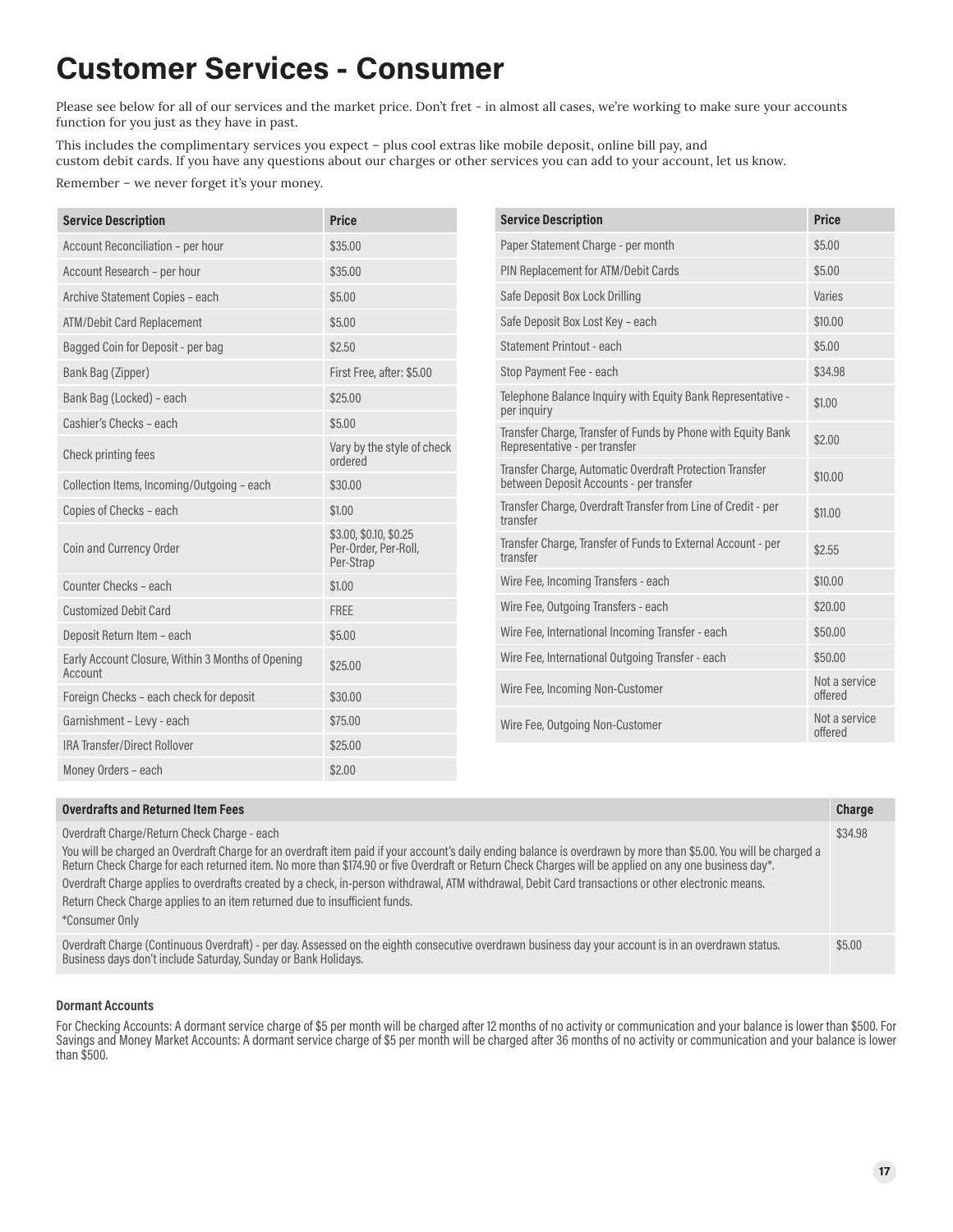# Customer Services - Consumer

Please see below for all of our services and the market price. Don't fret - in almost all cases, we're working to make sure your accounts function for you just as they have in past.

This includes the complimentary services you expect – plus cool extras like mobile deposit, online bill pay, and custom debit cards. If you have any questions about our charges or other services you can add to your account, let us know.

Remember – we never forget it's your money.

| Service Description | Price |
|---|---|
| Account Reconciliation – per hour | $35.00 |
| Account Research – per hour | $35.00 |
| Archive Statement Copies – each | $5.00 |
| ATM/Debit Card Replacement | $5.00 |
| Bagged Coin for Deposit - per bag | $2.50 |
| Bank Bag (Zipper) | First Free, after: $5.00 |
| Bank Bag (Locked) – each | $25.00 |
| Cashier's Checks – each | $5.00 |
| Check printing fees | Vary by the style of check ordered |
| Collection Items, Incoming/Outgoing – each | $30.00 |
| Copies of Checks – each | $1.00 |
| Coin and Currency Order | $3.00, $0.10, $0.25 Per-Order, Per-Roll, Per-Strap |
| Counter Checks – each | $1.00 |
| Customized Debit Card | FREE |
| Deposit Return Item – each | $5.00 |
| Early Account Closure, Within 3 Months of Opening Account | $25.00 |
| Foreign Checks – each check for deposit | $30.00 |
| Garnishment – Levy - each | $75.00 |
| IRA Transfer/Direct Rollover | $25.00 |
| Money Orders – each | $2.00 |

| Service Description | Price |
|---|---|
| Paper Statement Charge - per month | $5.00 |
| PIN Replacement for ATM/Debit Cards | $5.00 |
| Safe Deposit Box Lock Drilling | Varies |
| Safe Deposit Box Lost Key – each | $10.00 |
| Statement Printout - each | $5.00 |
| Stop Payment Fee - each | $34.98 |
| Telephone Balance Inquiry with Equity Bank Representative - per inquiry | $1.00 |
| Transfer Charge, Transfer of Funds by Phone with Equity Bank Representative - per transfer | $2.00 |
| Transfer Charge, Automatic Overdraft Protection Transfer between Deposit Accounts - per transfer | $10.00 |
| Transfer Charge, Overdraft Transfer from Line of Credit - per transfer | $11.00 |
| Transfer Charge, Transfer of Funds to External Account - per transfer | $2.55 |
| Wire Fee, Incoming Transfers - each | $10.00 |
| Wire Fee, Outgoing Transfers - each | $20.00 |
| Wire Fee, International Incoming Transfer - each | $50.00 |
| Wire Fee, International Outgoing Transfer - each | $50.00 |
| Wire Fee, Incoming Non-Customer | Not a service offered |
| Wire Fee, Outgoing Non-Customer | Not a service offered |

| Overdrafts and Returned Item Fees | Charge |
|---|---|
| Overdraft Charge/Return Check Charge - each<br><br>You will be charged an Overdraft Charge for an overdraft item paid if your account's daily ending balance is overdrawn by more than $5.00. You will be charged a Return Check Charge for each returned item. No more than $174.90 or five Overdraft or Return Check Charges will be applied on any one business day*.<br><br>Overdraft Charge applies to overdrafts created by a check, in-person withdrawal, ATM withdrawal, Debit Card transactions or other electronic means.<br><br>Return Check Charge applies to an item returned due to insufficient funds.<br><br>*Consumer Only | $34.98 |
| Overdraft Charge (Continuous Overdraft) - per day. Assessed on the eighth consecutive overdrawn business day your account is in an overdrawn status. Business days don't include Saturday, Sunday or Bank Holidays. | $5.00 |

**Dormant Accounts**

For Checking Accounts: A dormant service charge of $5 per month will be charged after 12 months of no activity or communication and your balance is lower than $500. For Savings and Money Market Accounts: A dormant service charge of $5 per month will be charged after 36 months of no activity or communication and your balance is lower than $500.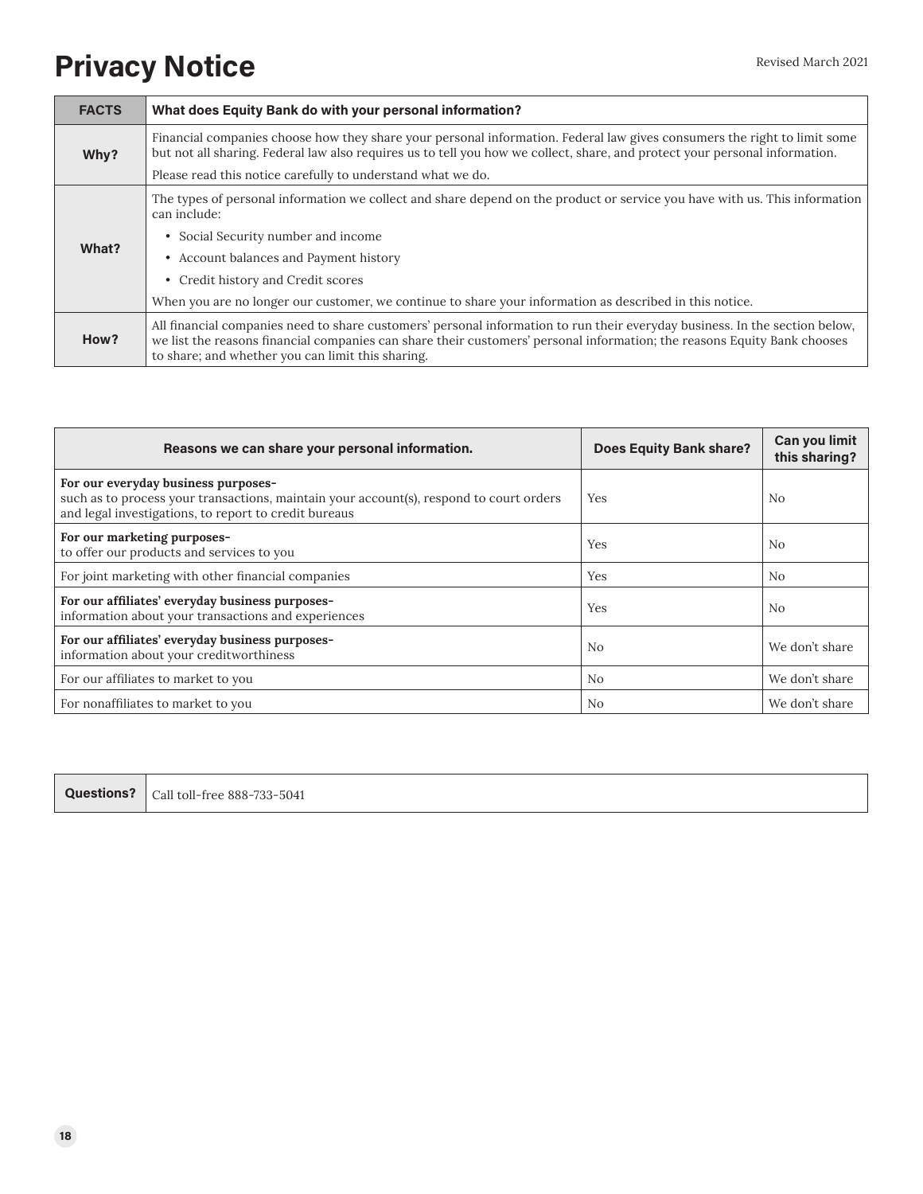# Privacy Notice

Revised March 2021

| FACTS | What does Equity Bank do with your personal information? |
|---|---|
| **Why?** | Financial companies choose how they share your personal information. Federal law gives consumers the right to limit some but not all sharing. Federal law also requires us to tell you how we collect, share, and protect your personal information.<br><br>Please read this notice carefully to understand what we do. |
| **What?** | The types of personal information we collect and share depend on the product or service you have with us. This information can include:<br><br>• Social Security number and income<br>• Account balances and Payment history<br>• Credit history and Credit scores<br><br>When you are no longer our customer, we continue to share your information as described in this notice. |
| **How?** | All financial companies need to share customers' personal information to run their everyday business. In the section below, we list the reasons financial companies can share their customers' personal information; the reasons Equity Bank chooses to share; and whether you can limit this sharing. |

| Reasons we can share your personal information. | Does Equity Bank share? | Can you limit this sharing? |
|---|---|---|
| **For our everyday business purposes-** such as to process your transactions, maintain your account(s), respond to court orders and legal investigations, to report to credit bureaus | Yes | No |
| **For our marketing purposes-** to offer our products and services to you | Yes | No |
| For joint marketing with other financial companies | Yes | No |
| **For our affiliates' everyday business purposes-** information about your transactions and experiences | Yes | No |
| **For our affiliates' everyday business purposes-** information about your creditworthiness | No | We don't share |
| For our affiliates to market to you | No | We don't share |
| For nonaffiliates to market to you | No | We don't share |

| Questions? | Call toll-free 888-733-5041 |
|---|---|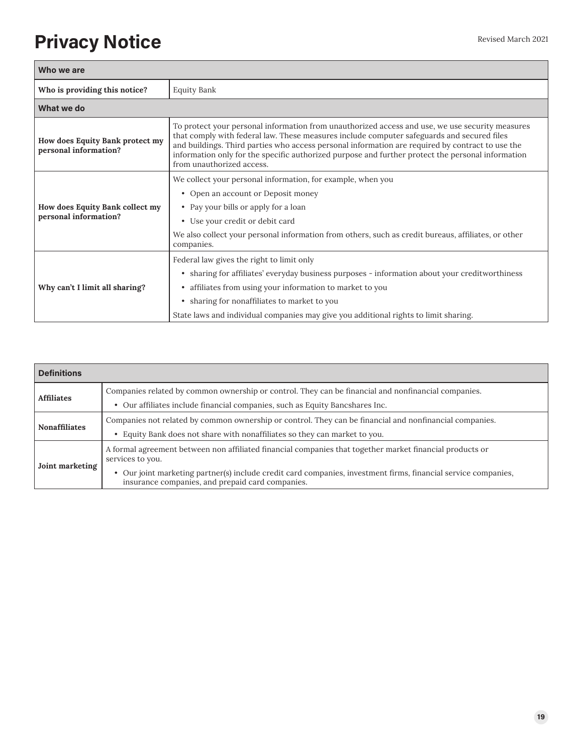# Privacy Notice

Revised March 2021

| Who we are | |
|---|---|
| **Who is providing this notice?** | Equity Bank |
| **What we do** | |
| **How does Equity Bank protect my personal information?** | To protect your personal information from unauthorized access and use, we use security measures that comply with federal law. These measures include computer safeguards and secured files and buildings. Third parties who access personal information are required by contract to use the information only for the specific authorized purpose and further protect the personal information from unauthorized access. |
| **How does Equity Bank collect my personal information?** | We collect your personal information, for example, when you<br>• Open an account or Deposit money<br>• Pay your bills or apply for a loan<br>• Use your credit or debit card<br>We also collect your personal information from others, such as credit bureaus, affiliates, or other companies. |
| **Why can't I limit all sharing?** | Federal law gives the right to limit only<br>• sharing for affiliates' everyday business purposes - information about your creditworthiness<br>• affiliates from using your information to market to you<br>• sharing for nonaffiliates to market to you<br>State laws and individual companies may give you additional rights to limit sharing. |

| Definitions | |
|---|---|
| **Affiliates** | Companies related by common ownership or control. They can be financial and nonfinancial companies.<br>• Our affiliates include financial companies, such as Equity Bancshares Inc. |
| **Nonaffiliates** | Companies not related by common ownership or control. They can be financial and nonfinancial companies.<br>• Equity Bank does not share with nonaffiliates so they can market to you. |
| **Joint marketing** | A formal agreement between non affiliated financial companies that together market financial products or services to you.<br>• Our joint marketing partner(s) include credit card companies, investment firms, financial service companies, insurance companies, and prepaid card companies. |